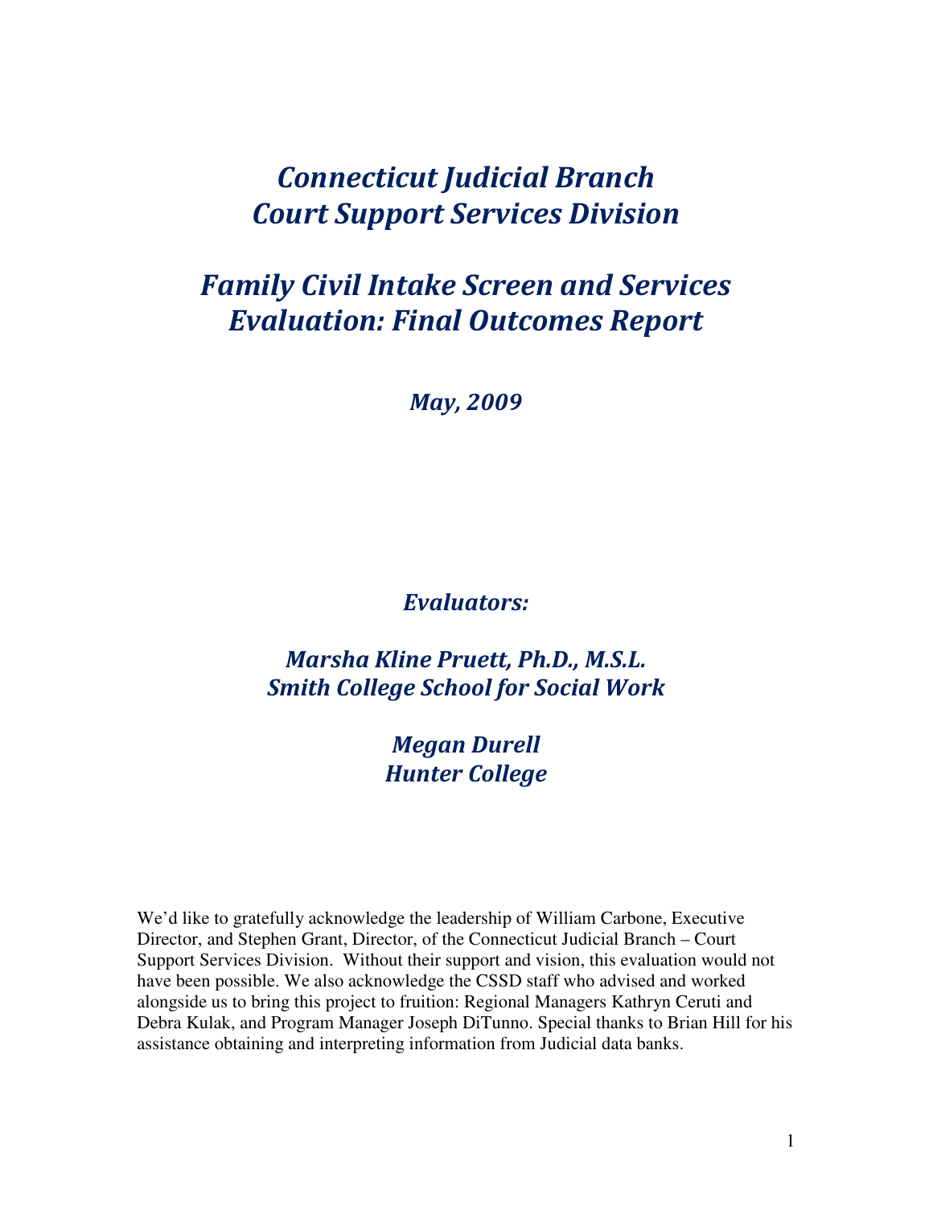# *Connecticut Judicial Branch*
# *Court Support Services Division*

# *Family Civil Intake Screen and Services Evaluation: Final Outcomes Report*

***May, 2009***

***Evaluators:***

***Marsha Kline Pruett, Ph.D., M.S.L.***
***Smith College School for Social Work***

***Megan Durell***
***Hunter College***

We'd like to gratefully acknowledge the leadership of William Carbone, Executive Director, and Stephen Grant, Director, of the Connecticut Judicial Branch – Court Support Services Division. Without their support and vision, this evaluation would not have been possible. We also acknowledge the CSSD staff who advised and worked alongside us to bring this project to fruition: Regional Managers Kathryn Ceruti and Debra Kulak, and Program Manager Joseph DiTunno. Special thanks to Brian Hill for his assistance obtaining and interpreting information from Judicial data banks.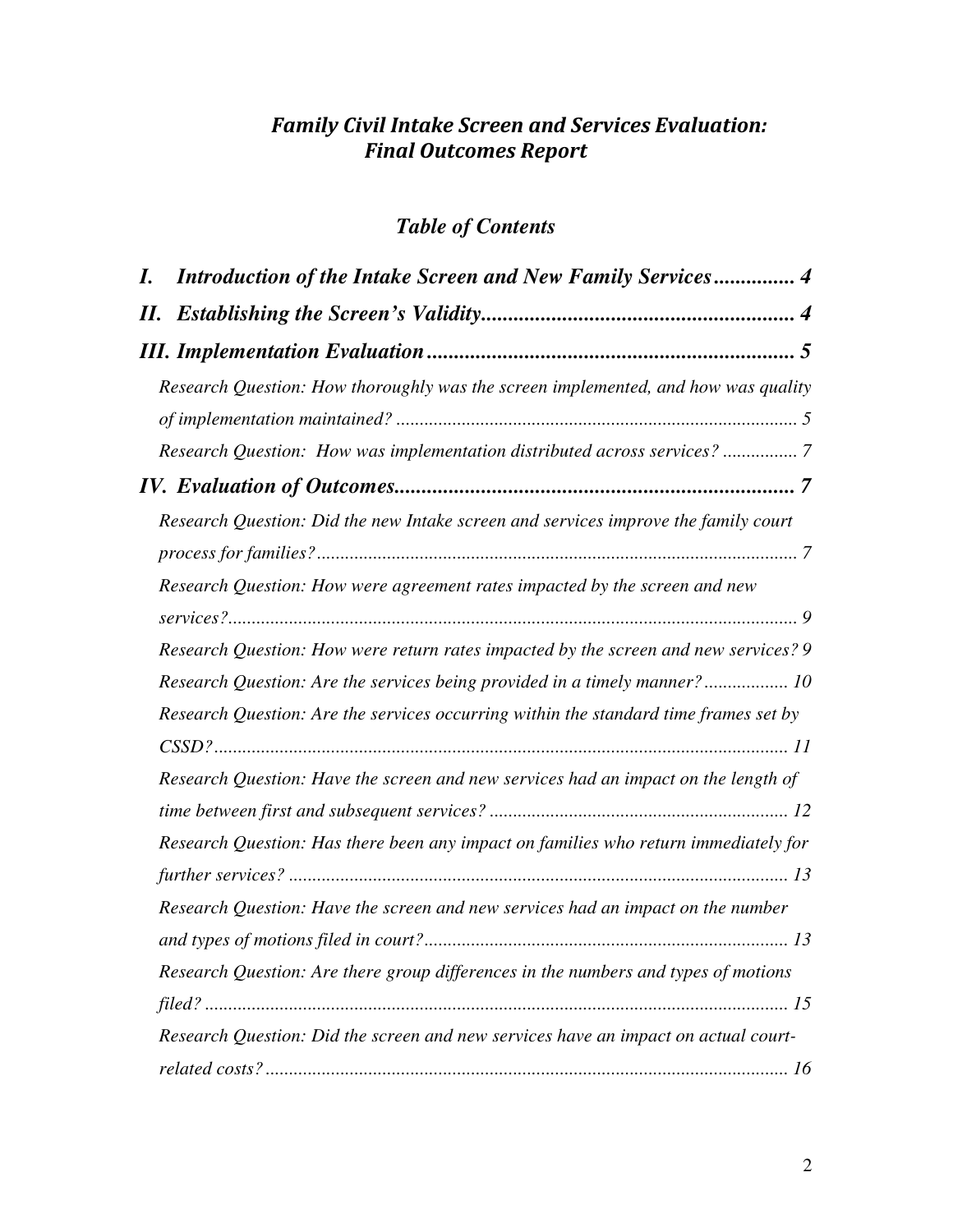# *Family Civil Intake Screen and Services Evaluation: Final Outcomes Report*

## *Table of Contents*

***I. Introduction of the Intake Screen and New Family Services .............. 4***

***II. Establishing the Screen's Validity.......................................................... 4***

***III. Implementation Evaluation .................................................................... 5***

*Research Question: How thoroughly was the screen implemented, and how was quality of implementation maintained? ..................................................................................... 5*

*Research Question: How was implementation distributed across services? ................ 7*

***IV. Evaluation of Outcomes.......................................................................... 7***

*Research Question: Did the new Intake screen and services improve the family court process for families?...................................................................................................... 7*

*Research Question: How were agreement rates impacted by the screen and new services?......................................................................................................................... 9*

*Research Question: How were return rates impacted by the screen and new services? 9*

*Research Question: Are the services being provided in a timely manner? .................. 10*

*Research Question: Are the services occurring within the standard time frames set by CSSD?.......................................................................................................................... 11*

*Research Question: Have the screen and new services had an impact on the length of time between first and subsequent services? ............................................................... 12*

*Research Question: Has there been any impact on families who return immediately for further services? .......................................................................................................... 13*

*Research Question: Have the screen and new services had an impact on the number and types of motions filed in court?............................................................................. 13*

*Research Question: Are there group differences in the numbers and types of motions filed? ............................................................................................................................ 15*

*Research Question: Did the screen and new services have an impact on actual court-related costs? ............................................................................................................... 16*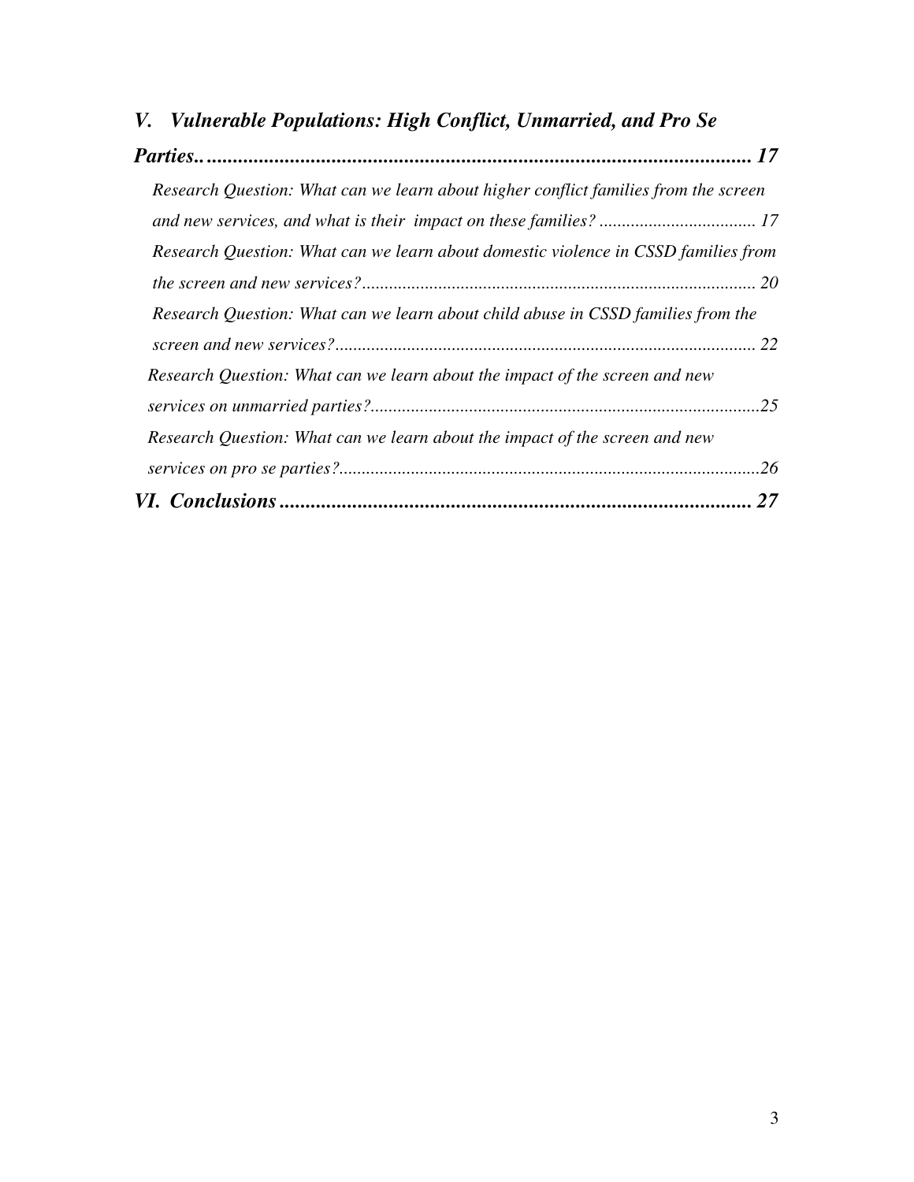***V. Vulnerable Populations: High Conflict, Unmarried, and Pro Se Parties.. 17***

*Research Question: What can we learn about higher conflict families from the screen and new services, and what is their impact on these families? 17*

*Research Question: What can we learn about domestic violence in CSSD families from the screen and new services? 20*

*Research Question: What can we learn about child abuse in CSSD families from the screen and new services? 22*

*Research Question: What can we learn about the impact of the screen and new services on unmarried parties? 25*

*Research Question: What can we learn about the impact of the screen and new services on pro se parties? 26*

***VI. Conclusions 27***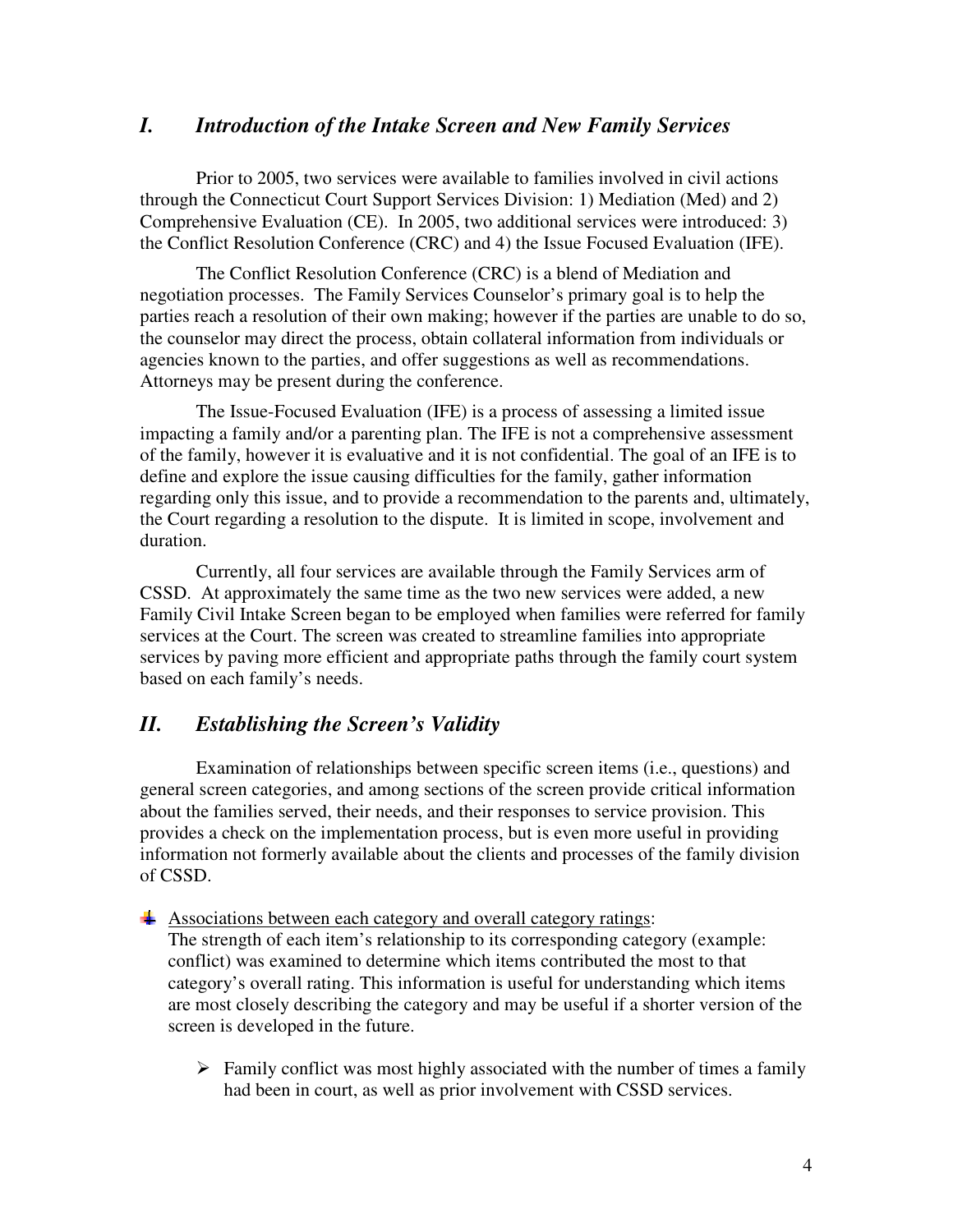## *I. Introduction of the Intake Screen and New Family Services*

Prior to 2005, two services were available to families involved in civil actions through the Connecticut Court Support Services Division: 1) Mediation (Med) and 2) Comprehensive Evaluation (CE). In 2005, two additional services were introduced: 3) the Conflict Resolution Conference (CRC) and 4) the Issue Focused Evaluation (IFE).

The Conflict Resolution Conference (CRC) is a blend of Mediation and negotiation processes. The Family Services Counselor's primary goal is to help the parties reach a resolution of their own making; however if the parties are unable to do so, the counselor may direct the process, obtain collateral information from individuals or agencies known to the parties, and offer suggestions as well as recommendations. Attorneys may be present during the conference.

The Issue-Focused Evaluation (IFE) is a process of assessing a limited issue impacting a family and/or a parenting plan. The IFE is not a comprehensive assessment of the family, however it is evaluative and it is not confidential. The goal of an IFE is to define and explore the issue causing difficulties for the family, gather information regarding only this issue, and to provide a recommendation to the parents and, ultimately, the Court regarding a resolution to the dispute. It is limited in scope, involvement and duration.

Currently, all four services are available through the Family Services arm of CSSD. At approximately the same time as the two new services were added, a new Family Civil Intake Screen began to be employed when families were referred for family services at the Court. The screen was created to streamline families into appropriate services by paving more efficient and appropriate paths through the family court system based on each family's needs.

## *II. Establishing the Screen's Validity*

Examination of relationships between specific screen items (i.e., questions) and general screen categories, and among sections of the screen provide critical information about the families served, their needs, and their responses to service provision. This provides a check on the implementation process, but is even more useful in providing information not formerly available about the clients and processes of the family division of CSSD.

- Associations between each category and overall category ratings:
  The strength of each item's relationship to its corresponding category (example: conflict) was examined to determine which items contributed the most to that category's overall rating. This information is useful for understanding which items are most closely describing the category and may be useful if a shorter version of the screen is developed in the future.

  - Family conflict was most highly associated with the number of times a family had been in court, as well as prior involvement with CSSD services.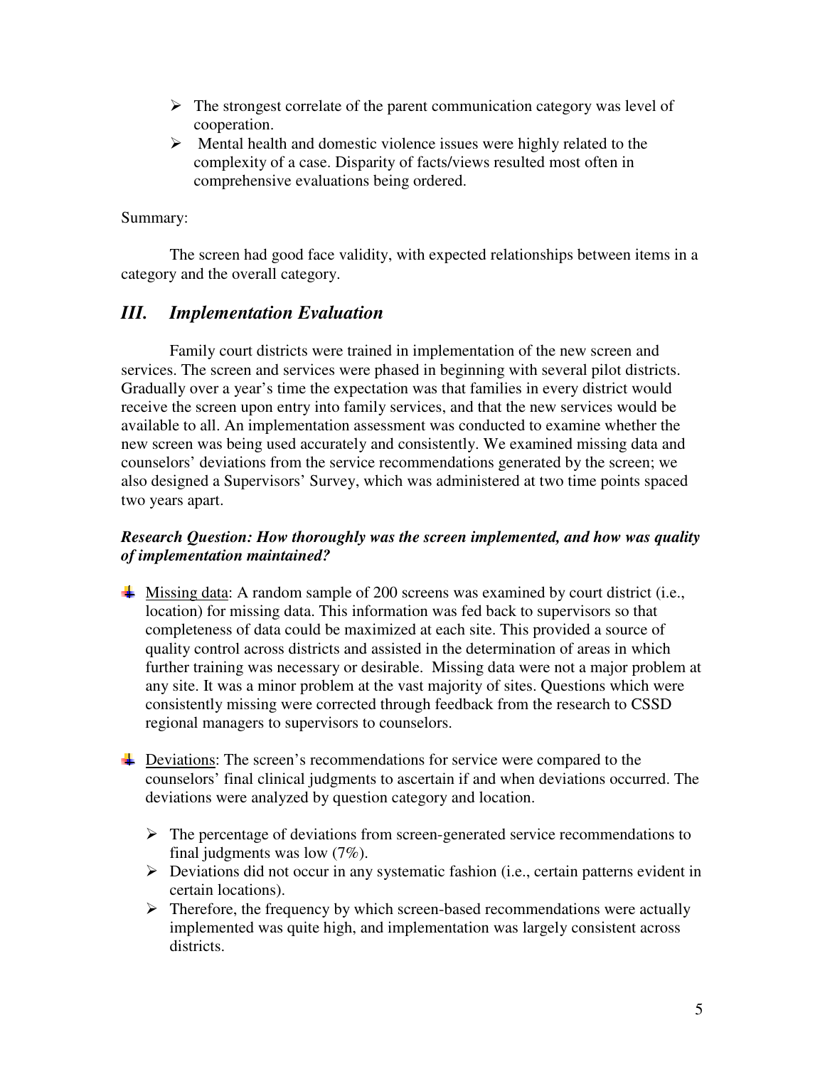- The strongest correlate of the parent communication category was level of cooperation.
- Mental health and domestic violence issues were highly related to the complexity of a case. Disparity of facts/views resulted most often in comprehensive evaluations being ordered.

Summary:

The screen had good face validity, with expected relationships between items in a category and the overall category.

## *III. Implementation Evaluation*

Family court districts were trained in implementation of the new screen and services. The screen and services were phased in beginning with several pilot districts. Gradually over a year's time the expectation was that families in every district would receive the screen upon entry into family services, and that the new services would be available to all. An implementation assessment was conducted to examine whether the new screen was being used accurately and consistently. We examined missing data and counselors' deviations from the service recommendations generated by the screen; we also designed a Supervisors' Survey, which was administered at two time points spaced two years apart.

***Research Question: How thoroughly was the screen implemented, and how was quality of implementation maintained?***

- Missing data: A random sample of 200 screens was examined by court district (i.e., location) for missing data. This information was fed back to supervisors so that completeness of data could be maximized at each site. This provided a source of quality control across districts and assisted in the determination of areas in which further training was necessary or desirable. Missing data were not a major problem at any site. It was a minor problem at the vast majority of sites. Questions which were consistently missing were corrected through feedback from the research to CSSD regional managers to supervisors to counselors.

- Deviations: The screen's recommendations for service were compared to the counselors' final clinical judgments to ascertain if and when deviations occurred. The deviations were analyzed by question category and location.
  - The percentage of deviations from screen-generated service recommendations to final judgments was low (7%).
  - Deviations did not occur in any systematic fashion (i.e., certain patterns evident in certain locations).
  - Therefore, the frequency by which screen-based recommendations were actually implemented was quite high, and implementation was largely consistent across districts.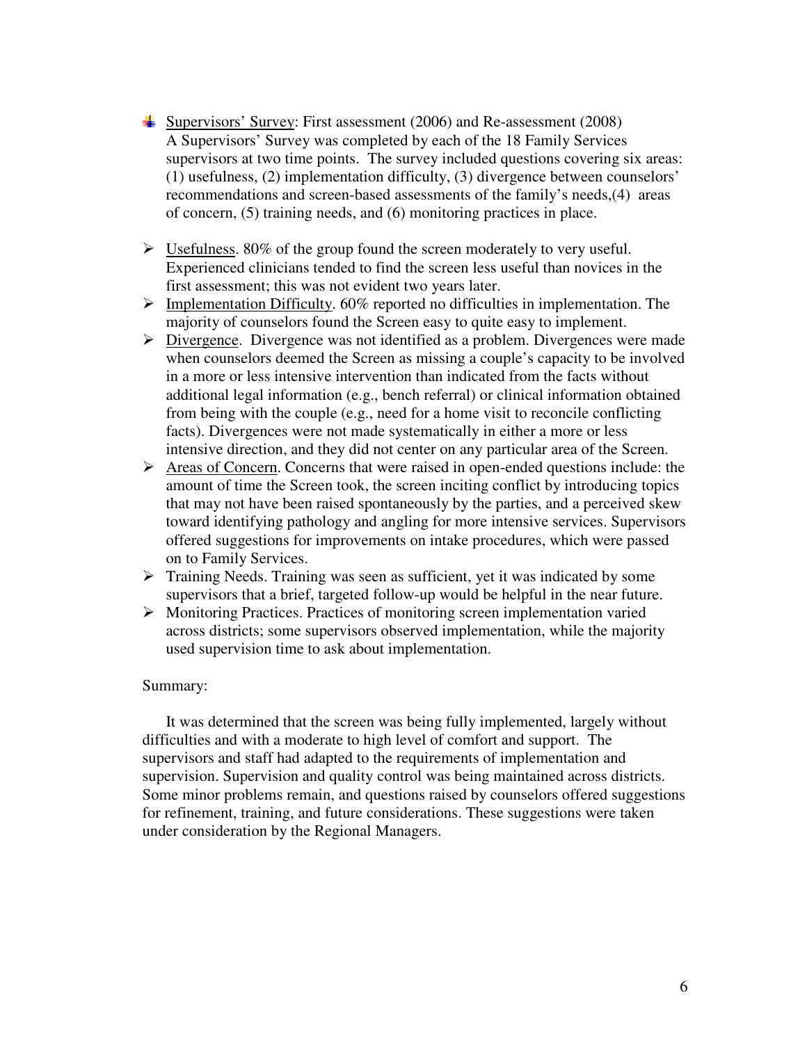- <u>Supervisors' Survey</u>: First assessment (2006) and Re-assessment (2008)
  A Supervisors' Survey was completed by each of the 18 Family Services supervisors at two time points. The survey included questions covering six areas: (1) usefulness, (2) implementation difficulty, (3) divergence between counselors' recommendations and screen-based assessments of the family's needs,(4) areas of concern, (5) training needs, and (6) monitoring practices in place.

- <u>Usefulness</u>. 80% of the group found the screen moderately to very useful. Experienced clinicians tended to find the screen less useful than novices in the first assessment; this was not evident two years later.
- <u>Implementation Difficulty</u>. 60% reported no difficulties in implementation. The majority of counselors found the Screen easy to quite easy to implement.
- <u>Divergence</u>. Divergence was not identified as a problem. Divergences were made when counselors deemed the Screen as missing a couple's capacity to be involved in a more or less intensive intervention than indicated from the facts without additional legal information (e.g., bench referral) or clinical information obtained from being with the couple (e.g., need for a home visit to reconcile conflicting facts). Divergences were not made systematically in either a more or less intensive direction, and they did not center on any particular area of the Screen.
- <u>Areas of Concern</u>. Concerns that were raised in open-ended questions include: the amount of time the Screen took, the screen inciting conflict by introducing topics that may not have been raised spontaneously by the parties, and a perceived skew toward identifying pathology and angling for more intensive services. Supervisors offered suggestions for improvements on intake procedures, which were passed on to Family Services.
- Training Needs. Training was seen as sufficient, yet it was indicated by some supervisors that a brief, targeted follow-up would be helpful in the near future.
- Monitoring Practices. Practices of monitoring screen implementation varied across districts; some supervisors observed implementation, while the majority used supervision time to ask about implementation.

Summary:

It was determined that the screen was being fully implemented, largely without difficulties and with a moderate to high level of comfort and support. The supervisors and staff had adapted to the requirements of implementation and supervision. Supervision and quality control was being maintained across districts. Some minor problems remain, and questions raised by counselors offered suggestions for refinement, training, and future considerations. These suggestions were taken under consideration by the Regional Managers.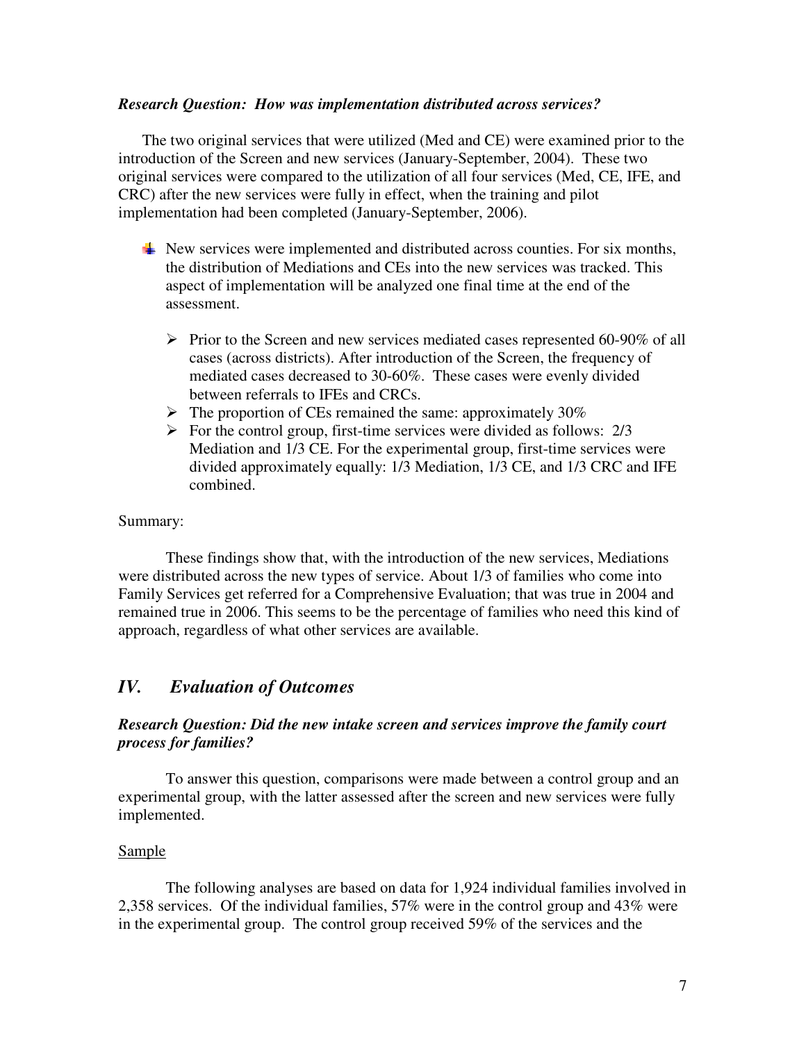***Research Question: How was implementation distributed across services?***

The two original services that were utilized (Med and CE) were examined prior to the introduction of the Screen and new services (January-September, 2004). These two original services were compared to the utilization of all four services (Med, CE, IFE, and CRC) after the new services were fully in effect, when the training and pilot implementation had been completed (January-September, 2006).

- New services were implemented and distributed across counties. For six months, the distribution of Mediations and CEs into the new services was tracked. This aspect of implementation will be analyzed one final time at the end of the assessment.
  - Prior to the Screen and new services mediated cases represented 60-90% of all cases (across districts). After introduction of the Screen, the frequency of mediated cases decreased to 30-60%. These cases were evenly divided between referrals to IFEs and CRCs.
  - The proportion of CEs remained the same: approximately 30%
  - For the control group, first-time services were divided as follows: 2/3 Mediation and 1/3 CE. For the experimental group, first-time services were divided approximately equally: 1/3 Mediation, 1/3 CE, and 1/3 CRC and IFE combined.

Summary:

These findings show that, with the introduction of the new services, Mediations were distributed across the new types of service. About 1/3 of families who come into Family Services get referred for a Comprehensive Evaluation; that was true in 2004 and remained true in 2006. This seems to be the percentage of families who need this kind of approach, regardless of what other services are available.

## *IV. Evaluation of Outcomes*

***Research Question: Did the new intake screen and services improve the family court process for families?***

To answer this question, comparisons were made between a control group and an experimental group, with the latter assessed after the screen and new services were fully implemented.

<u>Sample</u>

The following analyses are based on data for 1,924 individual families involved in 2,358 services. Of the individual families, 57% were in the control group and 43% were in the experimental group. The control group received 59% of the services and the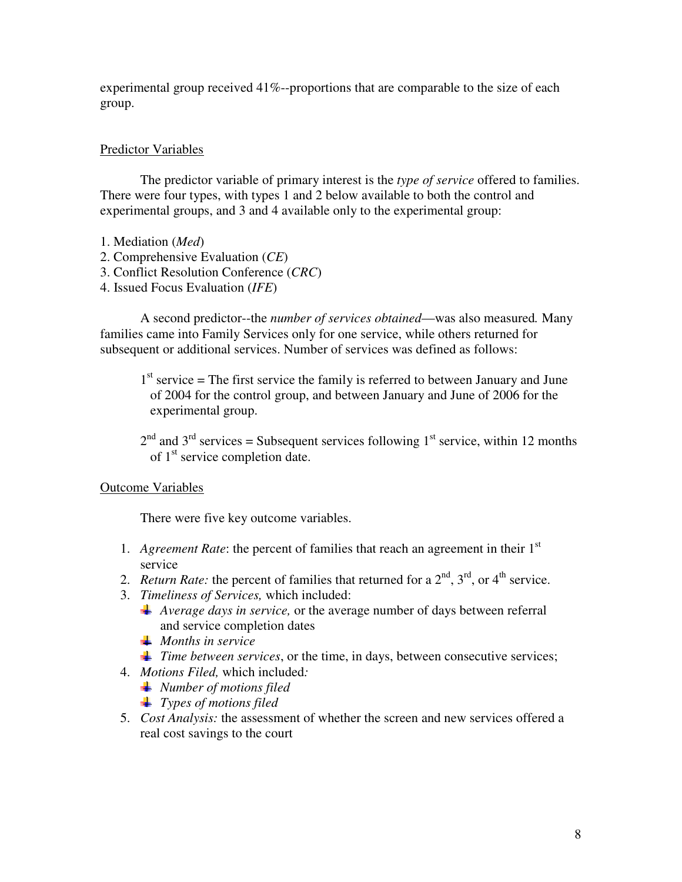experimental group received 41%--proportions that are comparable to the size of each group.

Predictor Variables

The predictor variable of primary interest is the *type of service* offered to families. There were four types, with types 1 and 2 below available to both the control and experimental groups, and 3 and 4 available only to the experimental group:

1. Mediation (*Med*)
2. Comprehensive Evaluation (*CE*)
3. Conflict Resolution Conference (*CRC*)
4. Issued Focus Evaluation (*IFE*)

A second predictor--the *number of services obtained*—was also measured. Many families came into Family Services only for one service, while others returned for subsequent or additional services. Number of services was defined as follows:

> 1st service = The first service the family is referred to between January and June of 2004 for the control group, and between January and June of 2006 for the experimental group.
>
> 2nd and 3rd services = Subsequent services following 1st service, within 12 months of 1st service completion date.

Outcome Variables

There were five key outcome variables.

1. *Agreement Rate*: the percent of families that reach an agreement in their 1st service
2. *Return Rate:* the percent of families that returned for a 2nd, 3rd, or 4th service.
3. *Timeliness of Services,* which included:
   - *Average days in service,* or the average number of days between referral and service completion dates
   - *Months in service*
   - *Time between services*, or the time, in days, between consecutive services;
4. *Motions Filed,* which included*:*
   - *Number of motions filed*
   - *Types of motions filed*
5. *Cost Analysis:* the assessment of whether the screen and new services offered a real cost savings to the court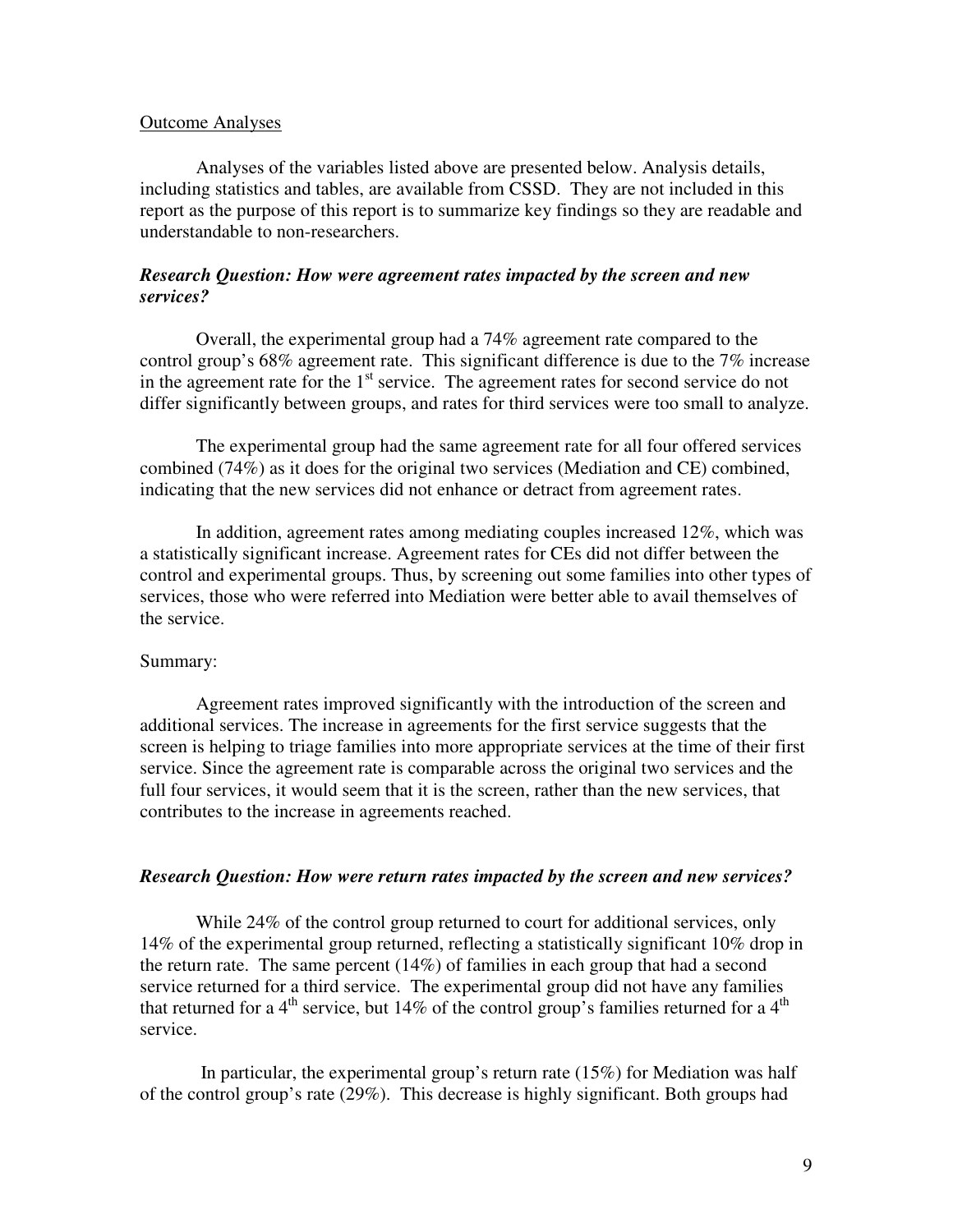Outcome Analyses

Analyses of the variables listed above are presented below. Analysis details, including statistics and tables, are available from CSSD. They are not included in this report as the purpose of this report is to summarize key findings so they are readable and understandable to non-researchers.

***Research Question: How were agreement rates impacted by the screen and new services?***

Overall, the experimental group had a 74% agreement rate compared to the control group's 68% agreement rate. This significant difference is due to the 7% increase in the agreement rate for the 1st service. The agreement rates for second service do not differ significantly between groups, and rates for third services were too small to analyze.

The experimental group had the same agreement rate for all four offered services combined (74%) as it does for the original two services (Mediation and CE) combined, indicating that the new services did not enhance or detract from agreement rates.

In addition, agreement rates among mediating couples increased 12%, which was a statistically significant increase. Agreement rates for CEs did not differ between the control and experimental groups. Thus, by screening out some families into other types of services, those who were referred into Mediation were better able to avail themselves of the service.

Summary:

Agreement rates improved significantly with the introduction of the screen and additional services. The increase in agreements for the first service suggests that the screen is helping to triage families into more appropriate services at the time of their first service. Since the agreement rate is comparable across the original two services and the full four services, it would seem that it is the screen, rather than the new services, that contributes to the increase in agreements reached.

***Research Question: How were return rates impacted by the screen and new services?***

While 24% of the control group returned to court for additional services, only 14% of the experimental group returned, reflecting a statistically significant 10% drop in the return rate. The same percent (14%) of families in each group that had a second service returned for a third service. The experimental group did not have any families that returned for a 4th service, but 14% of the control group's families returned for a 4th service.

In particular, the experimental group's return rate (15%) for Mediation was half of the control group's rate (29%). This decrease is highly significant. Both groups had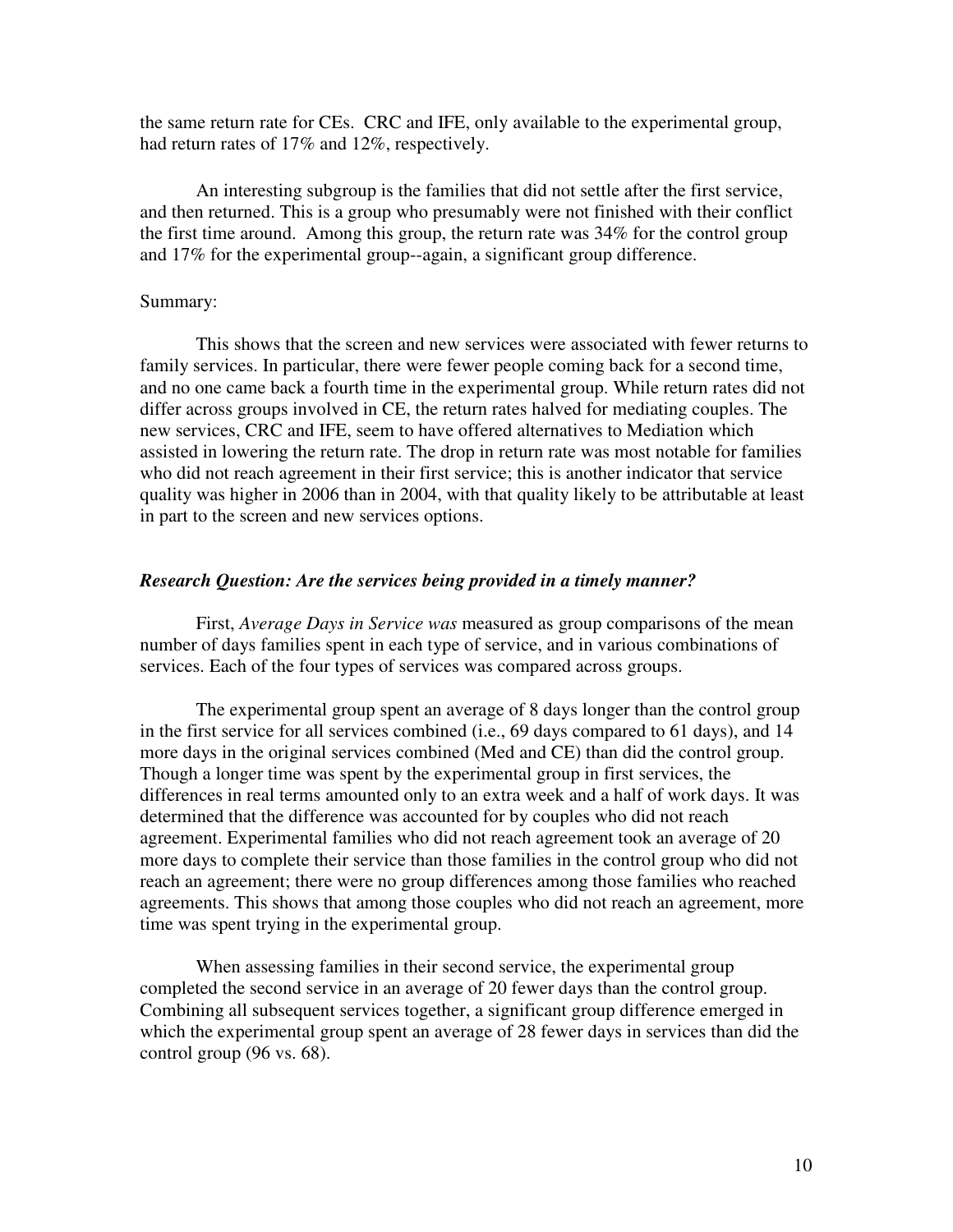the same return rate for CEs. CRC and IFE, only available to the experimental group, had return rates of 17% and 12%, respectively.

An interesting subgroup is the families that did not settle after the first service, and then returned. This is a group who presumably were not finished with their conflict the first time around. Among this group, the return rate was 34% for the control group and 17% for the experimental group--again, a significant group difference.

Summary:

This shows that the screen and new services were associated with fewer returns to family services. In particular, there were fewer people coming back for a second time, and no one came back a fourth time in the experimental group. While return rates did not differ across groups involved in CE, the return rates halved for mediating couples. The new services, CRC and IFE, seem to have offered alternatives to Mediation which assisted in lowering the return rate. The drop in return rate was most notable for families who did not reach agreement in their first service; this is another indicator that service quality was higher in 2006 than in 2004, with that quality likely to be attributable at least in part to the screen and new services options.

### *Research Question: Are the services being provided in a timely manner?*

First, *Average Days in Service was* measured as group comparisons of the mean number of days families spent in each type of service, and in various combinations of services. Each of the four types of services was compared across groups.

The experimental group spent an average of 8 days longer than the control group in the first service for all services combined (i.e., 69 days compared to 61 days), and 14 more days in the original services combined (Med and CE) than did the control group. Though a longer time was spent by the experimental group in first services, the differences in real terms amounted only to an extra week and a half of work days. It was determined that the difference was accounted for by couples who did not reach agreement. Experimental families who did not reach agreement took an average of 20 more days to complete their service than those families in the control group who did not reach an agreement; there were no group differences among those families who reached agreements. This shows that among those couples who did not reach an agreement, more time was spent trying in the experimental group.

When assessing families in their second service, the experimental group completed the second service in an average of 20 fewer days than the control group. Combining all subsequent services together, a significant group difference emerged in which the experimental group spent an average of 28 fewer days in services than did the control group (96 vs. 68).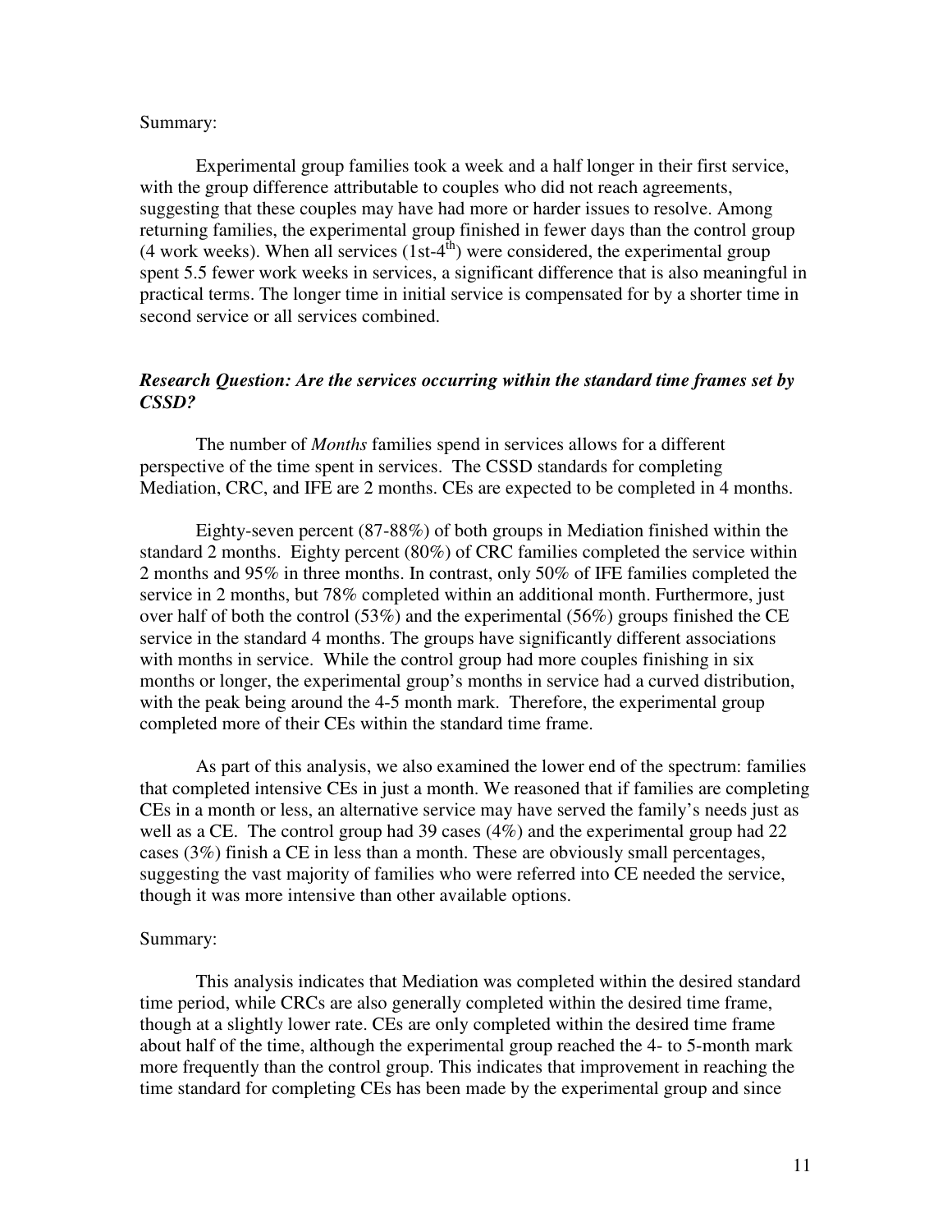Summary:

Experimental group families took a week and a half longer in their first service, with the group difference attributable to couples who did not reach agreements, suggesting that these couples may have had more or harder issues to resolve. Among returning families, the experimental group finished in fewer days than the control group (4 work weeks). When all services (1st-4$^{th}$) were considered, the experimental group spent 5.5 fewer work weeks in services, a significant difference that is also meaningful in practical terms. The longer time in initial service is compensated for by a shorter time in second service or all services combined.

### *Research Question: Are the services occurring within the standard time frames set by CSSD?*

The number of *Months* families spend in services allows for a different perspective of the time spent in services. The CSSD standards for completing Mediation, CRC, and IFE are 2 months. CEs are expected to be completed in 4 months.

Eighty-seven percent (87-88%) of both groups in Mediation finished within the standard 2 months. Eighty percent (80%) of CRC families completed the service within 2 months and 95% in three months. In contrast, only 50% of IFE families completed the service in 2 months, but 78% completed within an additional month. Furthermore, just over half of both the control (53%) and the experimental (56%) groups finished the CE service in the standard 4 months. The groups have significantly different associations with months in service. While the control group had more couples finishing in six months or longer, the experimental group's months in service had a curved distribution, with the peak being around the 4-5 month mark. Therefore, the experimental group completed more of their CEs within the standard time frame.

As part of this analysis, we also examined the lower end of the spectrum: families that completed intensive CEs in just a month. We reasoned that if families are completing CEs in a month or less, an alternative service may have served the family's needs just as well as a CE. The control group had 39 cases (4%) and the experimental group had 22 cases (3%) finish a CE in less than a month. These are obviously small percentages, suggesting the vast majority of families who were referred into CE needed the service, though it was more intensive than other available options.

Summary:

This analysis indicates that Mediation was completed within the desired standard time period, while CRCs are also generally completed within the desired time frame, though at a slightly lower rate. CEs are only completed within the desired time frame about half of the time, although the experimental group reached the 4- to 5-month mark more frequently than the control group. This indicates that improvement in reaching the time standard for completing CEs has been made by the experimental group and since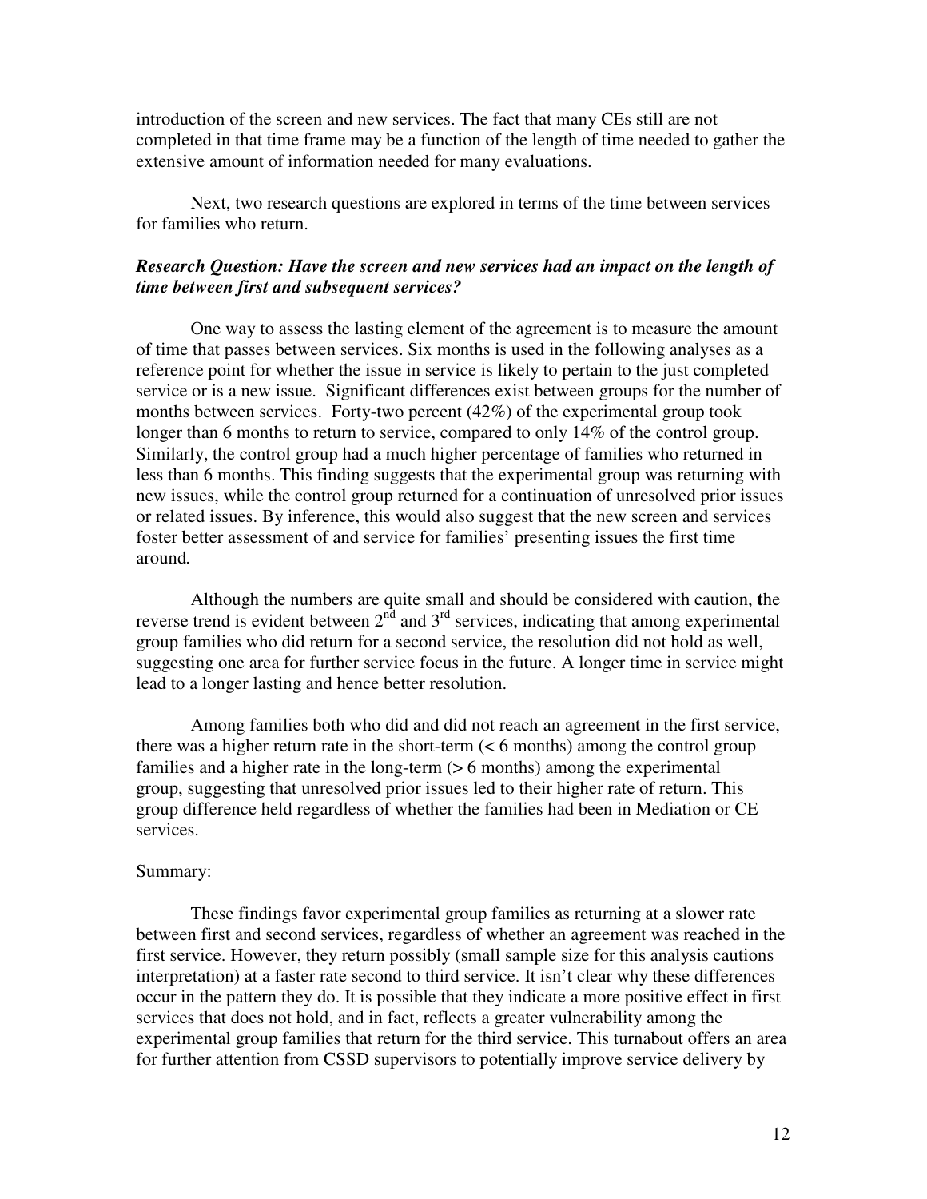introduction of the screen and new services. The fact that many CEs still are not completed in that time frame may be a function of the length of time needed to gather the extensive amount of information needed for many evaluations.

Next, two research questions are explored in terms of the time between services for families who return.

***Research Question: Have the screen and new services had an impact on the length of time between first and subsequent services?***

One way to assess the lasting element of the agreement is to measure the amount of time that passes between services. Six months is used in the following analyses as a reference point for whether the issue in service is likely to pertain to the just completed service or is a new issue. Significant differences exist between groups for the number of months between services. Forty-two percent (42%) of the experimental group took longer than 6 months to return to service, compared to only 14% of the control group. Similarly, the control group had a much higher percentage of families who returned in less than 6 months. This finding suggests that the experimental group was returning with new issues, while the control group returned for a continuation of unresolved prior issues or related issues. By inference, this would also suggest that the new screen and services foster better assessment of and service for families' presenting issues the first time around*.*

Although the numbers are quite small and should be considered with caution, **t**he reverse trend is evident between 2nd and 3rd services, indicating that among experimental group families who did return for a second service, the resolution did not hold as well, suggesting one area for further service focus in the future. A longer time in service might lead to a longer lasting and hence better resolution.

Among families both who did and did not reach an agreement in the first service, there was a higher return rate in the short-term (< 6 months) among the control group families and a higher rate in the long-term (> 6 months) among the experimental group, suggesting that unresolved prior issues led to their higher rate of return. This group difference held regardless of whether the families had been in Mediation or CE services.

Summary:

These findings favor experimental group families as returning at a slower rate between first and second services, regardless of whether an agreement was reached in the first service. However, they return possibly (small sample size for this analysis cautions interpretation) at a faster rate second to third service. It isn't clear why these differences occur in the pattern they do. It is possible that they indicate a more positive effect in first services that does not hold, and in fact, reflects a greater vulnerability among the experimental group families that return for the third service. This turnabout offers an area for further attention from CSSD supervisors to potentially improve service delivery by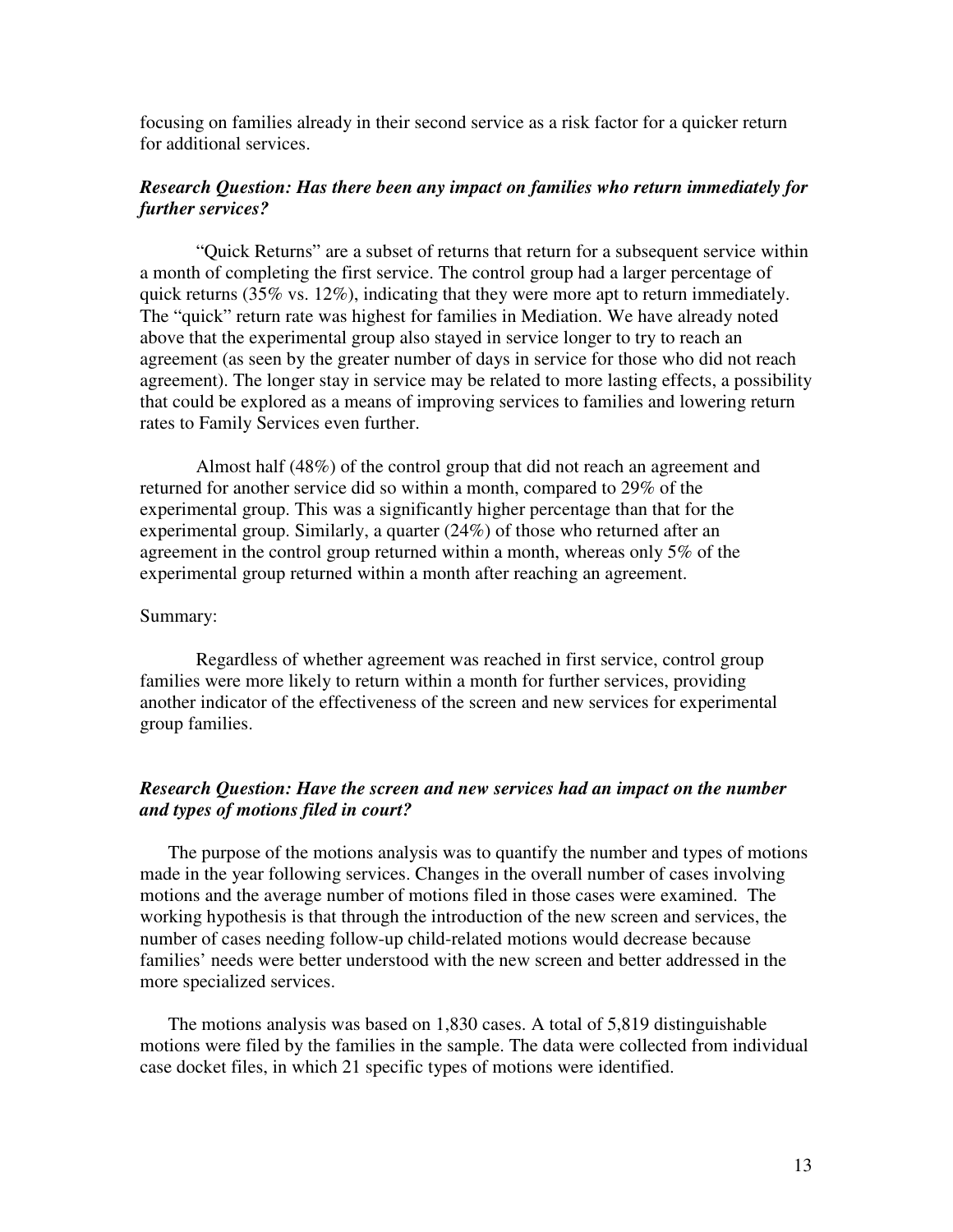focusing on families already in their second service as a risk factor for a quicker return for additional services.

***Research Question: Has there been any impact on families who return immediately for further services?***

"Quick Returns" are a subset of returns that return for a subsequent service within a month of completing the first service. The control group had a larger percentage of quick returns (35% vs. 12%), indicating that they were more apt to return immediately. The "quick" return rate was highest for families in Mediation. We have already noted above that the experimental group also stayed in service longer to try to reach an agreement (as seen by the greater number of days in service for those who did not reach agreement). The longer stay in service may be related to more lasting effects, a possibility that could be explored as a means of improving services to families and lowering return rates to Family Services even further.

Almost half (48%) of the control group that did not reach an agreement and returned for another service did so within a month, compared to 29% of the experimental group. This was a significantly higher percentage than that for the experimental group. Similarly, a quarter (24%) of those who returned after an agreement in the control group returned within a month, whereas only 5% of the experimental group returned within a month after reaching an agreement.

Summary:

Regardless of whether agreement was reached in first service, control group families were more likely to return within a month for further services, providing another indicator of the effectiveness of the screen and new services for experimental group families.

***Research Question: Have the screen and new services had an impact on the number and types of motions filed in court?***

The purpose of the motions analysis was to quantify the number and types of motions made in the year following services. Changes in the overall number of cases involving motions and the average number of motions filed in those cases were examined. The working hypothesis is that through the introduction of the new screen and services, the number of cases needing follow-up child-related motions would decrease because families' needs were better understood with the new screen and better addressed in the more specialized services.

The motions analysis was based on 1,830 cases. A total of 5,819 distinguishable motions were filed by the families in the sample. The data were collected from individual case docket files, in which 21 specific types of motions were identified.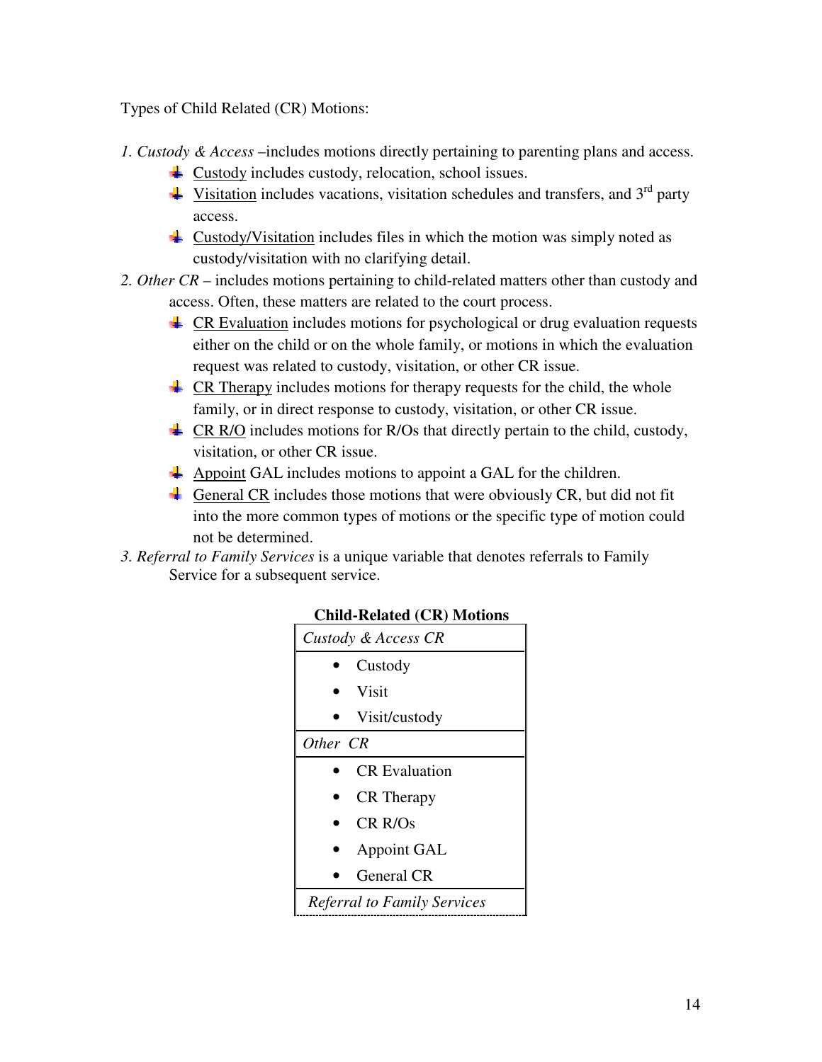Types of Child Related (CR) Motions:

1. *Custody & Access* –includes motions directly pertaining to parenting plans and access.
    - Custody includes custody, relocation, school issues.
    - Visitation includes vacations, visitation schedules and transfers, and 3rd party access.
    - Custody/Visitation includes files in which the motion was simply noted as custody/visitation with no clarifying detail.
2. *Other CR* – includes motions pertaining to child-related matters other than custody and access. Often, these matters are related to the court process.
    - CR Evaluation includes motions for psychological or drug evaluation requests either on the child or on the whole family, or motions in which the evaluation request was related to custody, visitation, or other CR issue.
    - CR Therapy includes motions for therapy requests for the child, the whole family, or in direct response to custody, visitation, or other CR issue.
    - CR R/O includes motions for R/Os that directly pertain to the child, custody, visitation, or other CR issue.
    - Appoint GAL includes motions to appoint a GAL for the children.
    - General CR includes those motions that were obviously CR, but did not fit into the more common types of motions or the specific type of motion could not be determined.
3. *Referral to Family Services* is a unique variable that denotes referrals to Family Service for a subsequent service.

**Child-Related (CR) Motions**

| Child-Related (CR) Motions |
|---|
| *Custody & Access CR* |
| • Custody |
| • Visit |
| • Visit/custody |
| *Other CR* |
| • CR Evaluation |
| • CR Therapy |
| • CR R/Os |
| • Appoint GAL |
| • General CR |
| *Referral to Family Services* |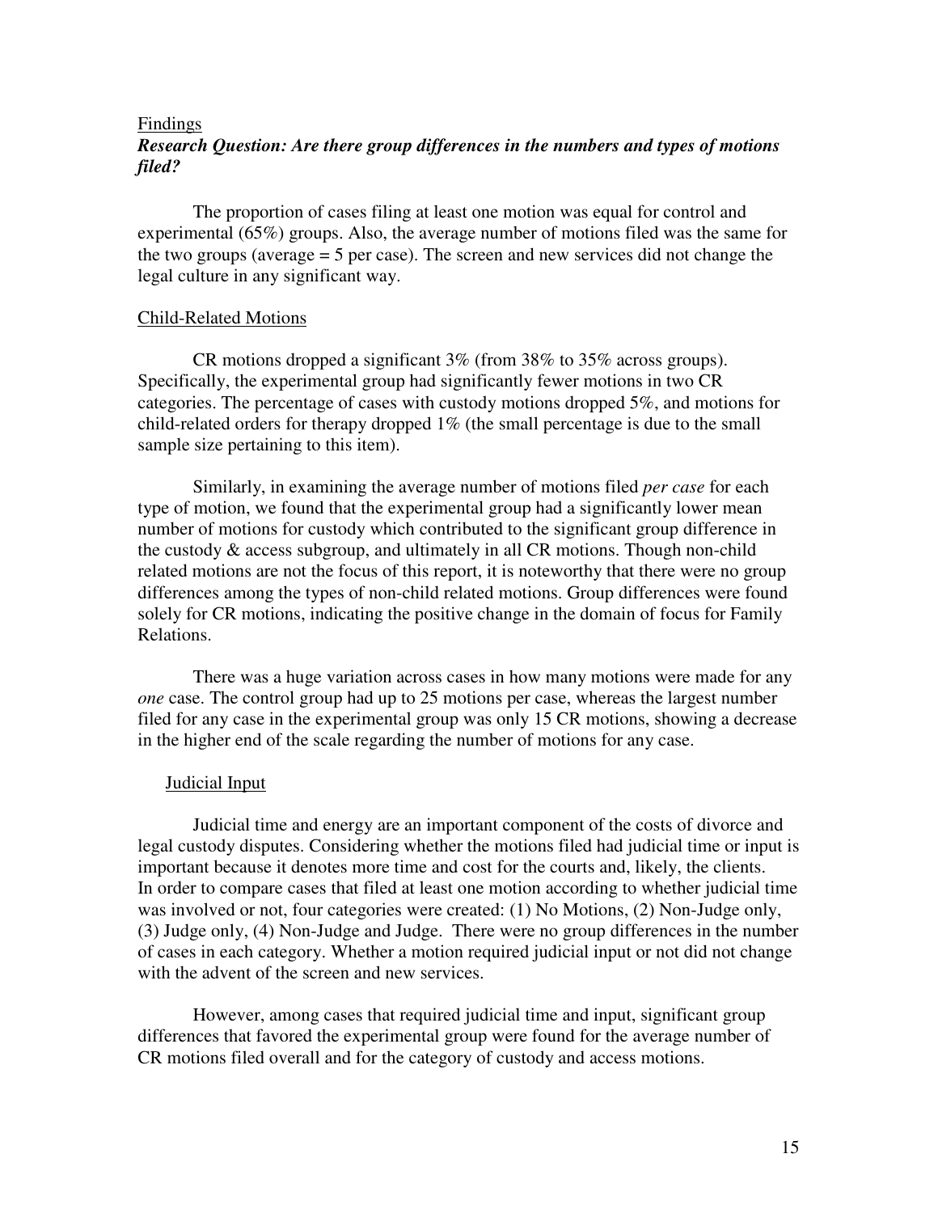## Findings

### *Research Question: Are there group differences in the numbers and types of motions filed?*

The proportion of cases filing at least one motion was equal for control and experimental (65%) groups. Also, the average number of motions filed was the same for the two groups (average = 5 per case). The screen and new services did not change the legal culture in any significant way.

#### Child-Related Motions

CR motions dropped a significant 3% (from 38% to 35% across groups). Specifically, the experimental group had significantly fewer motions in two CR categories. The percentage of cases with custody motions dropped 5%, and motions for child-related orders for therapy dropped 1% (the small percentage is due to the small sample size pertaining to this item).

Similarly, in examining the average number of motions filed *per case* for each type of motion, we found that the experimental group had a significantly lower mean number of motions for custody which contributed to the significant group difference in the custody & access subgroup, and ultimately in all CR motions. Though non-child related motions are not the focus of this report, it is noteworthy that there were no group differences among the types of non-child related motions. Group differences were found solely for CR motions, indicating the positive change in the domain of focus for Family Relations.

There was a huge variation across cases in how many motions were made for any *one* case. The control group had up to 25 motions per case, whereas the largest number filed for any case in the experimental group was only 15 CR motions, showing a decrease in the higher end of the scale regarding the number of motions for any case.

#### Judicial Input

Judicial time and energy are an important component of the costs of divorce and legal custody disputes. Considering whether the motions filed had judicial time or input is important because it denotes more time and cost for the courts and, likely, the clients. In order to compare cases that filed at least one motion according to whether judicial time was involved or not, four categories were created: (1) No Motions, (2) Non-Judge only, (3) Judge only, (4) Non-Judge and Judge. There were no group differences in the number of cases in each category. Whether a motion required judicial input or not did not change with the advent of the screen and new services.

However, among cases that required judicial time and input, significant group differences that favored the experimental group were found for the average number of CR motions filed overall and for the category of custody and access motions.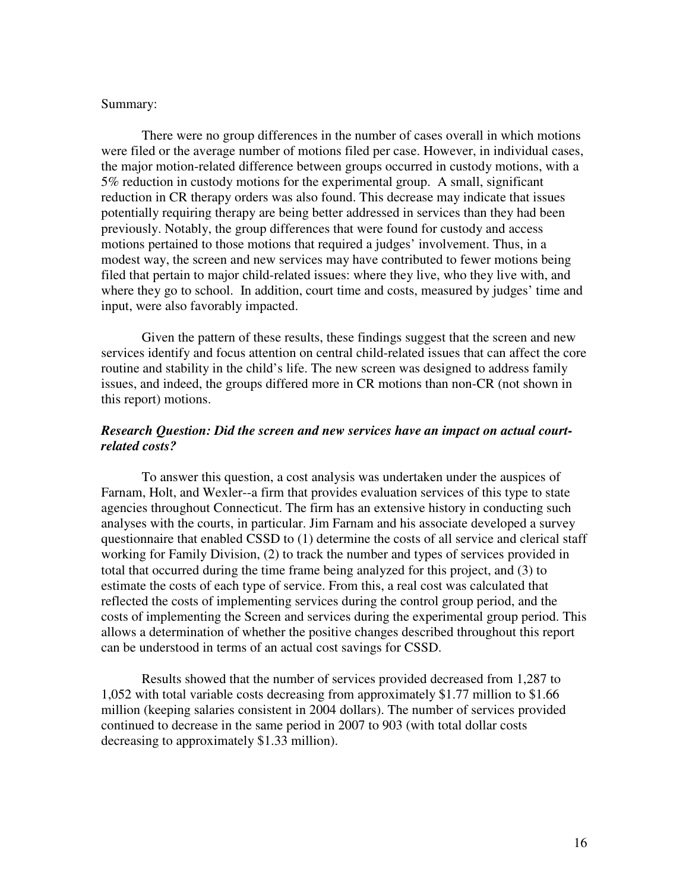Summary:

There were no group differences in the number of cases overall in which motions were filed or the average number of motions filed per case. However, in individual cases, the major motion-related difference between groups occurred in custody motions, with a 5% reduction in custody motions for the experimental group. A small, significant reduction in CR therapy orders was also found. This decrease may indicate that issues potentially requiring therapy are being better addressed in services than they had been previously. Notably, the group differences that were found for custody and access motions pertained to those motions that required a judges' involvement. Thus, in a modest way, the screen and new services may have contributed to fewer motions being filed that pertain to major child-related issues: where they live, who they live with, and where they go to school. In addition, court time and costs, measured by judges' time and input, were also favorably impacted.

Given the pattern of these results, these findings suggest that the screen and new services identify and focus attention on central child-related issues that can affect the core routine and stability in the child's life. The new screen was designed to address family issues, and indeed, the groups differed more in CR motions than non-CR (not shown in this report) motions.

***Research Question: Did the screen and new services have an impact on actual court-related costs?***

To answer this question, a cost analysis was undertaken under the auspices of Farnam, Holt, and Wexler--a firm that provides evaluation services of this type to state agencies throughout Connecticut. The firm has an extensive history in conducting such analyses with the courts, in particular. Jim Farnam and his associate developed a survey questionnaire that enabled CSSD to (1) determine the costs of all service and clerical staff working for Family Division, (2) to track the number and types of services provided in total that occurred during the time frame being analyzed for this project, and (3) to estimate the costs of each type of service. From this, a real cost was calculated that reflected the costs of implementing services during the control group period, and the costs of implementing the Screen and services during the experimental group period. This allows a determination of whether the positive changes described throughout this report can be understood in terms of an actual cost savings for CSSD.

Results showed that the number of services provided decreased from 1,287 to 1,052 with total variable costs decreasing from approximately \$1.77 million to \$1.66 million (keeping salaries consistent in 2004 dollars). The number of services provided continued to decrease in the same period in 2007 to 903 (with total dollar costs decreasing to approximately \$1.33 million).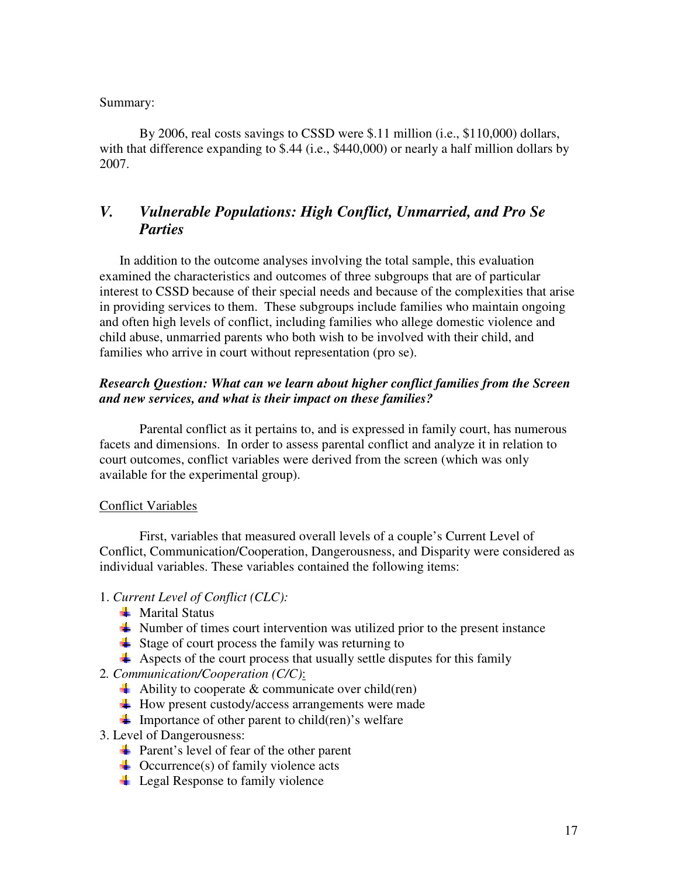Summary:

By 2006, real costs savings to CSSD were $.11 million (i.e., $110,000) dollars, with that difference expanding to $.44 (i.e., $440,000) or nearly a half million dollars by 2007.

## *V. Vulnerable Populations: High Conflict, Unmarried, and Pro Se Parties*

In addition to the outcome analyses involving the total sample, this evaluation examined the characteristics and outcomes of three subgroups that are of particular interest to CSSD because of their special needs and because of the complexities that arise in providing services to them. These subgroups include families who maintain ongoing and often high levels of conflict, including families who allege domestic violence and child abuse, unmarried parents who both wish to be involved with their child, and families who arrive in court without representation (pro se).

***Research Question: What can we learn about higher conflict families from the Screen and new services, and what is their impact on these families?***

Parental conflict as it pertains to, and is expressed in family court, has numerous facets and dimensions. In order to assess parental conflict and analyze it in relation to court outcomes, conflict variables were derived from the screen (which was only available for the experimental group).

Conflict Variables

First, variables that measured overall levels of a couple's Current Level of Conflict, Communication/Cooperation, Dangerousness, and Disparity were considered as individual variables. These variables contained the following items:

1. *Current Level of Conflict (CLC):*
   - Marital Status
   - Number of times court intervention was utilized prior to the present instance
   - Stage of court process the family was returning to
   - Aspects of the court process that usually settle disputes for this family
2. *Communication/Cooperation (C/C)*:
   - Ability to cooperate & communicate over child(ren)
   - How present custody/access arrangements were made
   - Importance of other parent to child(ren)'s welfare
3. Level of Dangerousness:
   - Parent's level of fear of the other parent
   - Occurrence(s) of family violence acts
   - Legal Response to family violence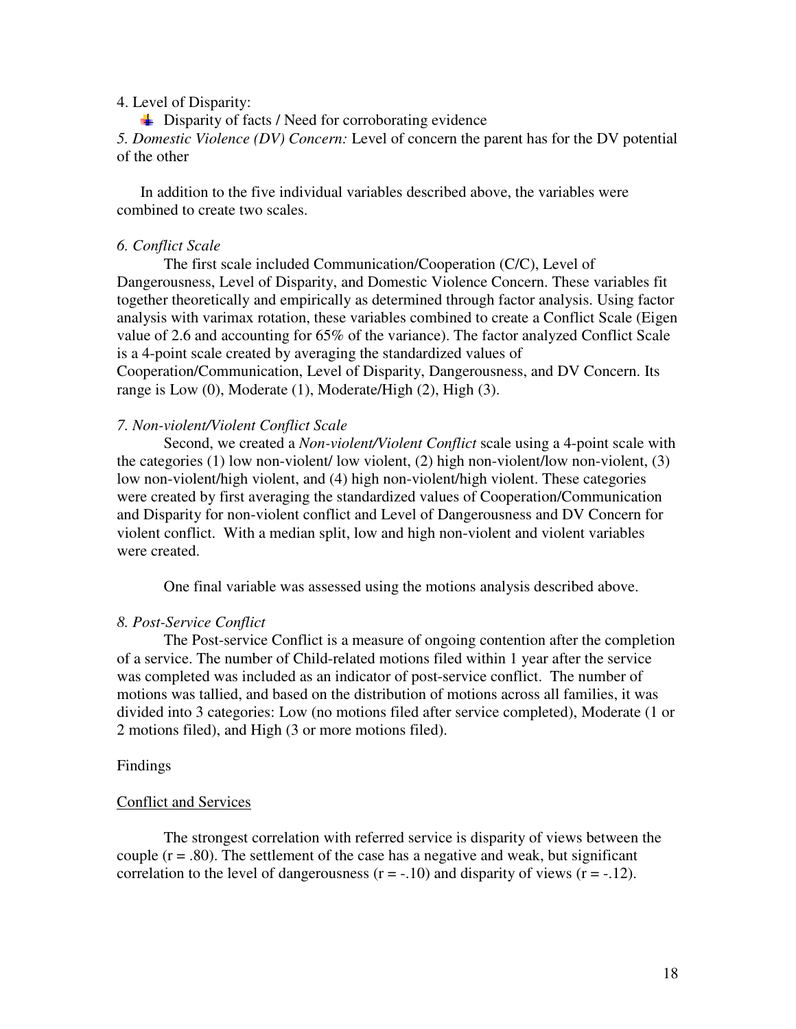4. Level of Disparity:

- Disparity of facts / Need for corroborating evidence

*5. Domestic Violence (DV) Concern:* Level of concern the parent has for the DV potential of the other

In addition to the five individual variables described above, the variables were combined to create two scales.

*6. Conflict Scale*

The first scale included Communication/Cooperation (C/C), Level of Dangerousness, Level of Disparity, and Domestic Violence Concern. These variables fit together theoretically and empirically as determined through factor analysis. Using factor analysis with varimax rotation, these variables combined to create a Conflict Scale (Eigen value of 2.6 and accounting for 65% of the variance). The factor analyzed Conflict Scale is a 4-point scale created by averaging the standardized values of Cooperation/Communication, Level of Disparity, Dangerousness, and DV Concern. Its range is Low (0), Moderate (1), Moderate/High (2), High (3).

*7. Non-violent/Violent Conflict Scale*

Second, we created a *Non-violent/Violent Conflict* scale using a 4-point scale with the categories (1) low non-violent/ low violent, (2) high non-violent/low non-violent, (3) low non-violent/high violent, and (4) high non-violent/high violent. These categories were created by first averaging the standardized values of Cooperation/Communication and Disparity for non-violent conflict and Level of Dangerousness and DV Concern for violent conflict. With a median split, low and high non-violent and violent variables were created.

One final variable was assessed using the motions analysis described above.

*8. Post-Service Conflict*

The Post-service Conflict is a measure of ongoing contention after the completion of a service. The number of Child-related motions filed within 1 year after the service was completed was included as an indicator of post-service conflict. The number of motions was tallied, and based on the distribution of motions across all families, it was divided into 3 categories: Low (no motions filed after service completed), Moderate (1 or 2 motions filed), and High (3 or more motions filed).

Findings

Conflict and Services

The strongest correlation with referred service is disparity of views between the couple ($r = .80$). The settlement of the case has a negative and weak, but significant correlation to the level of dangerousness ($r = -.10$) and disparity of views ($r = -.12$).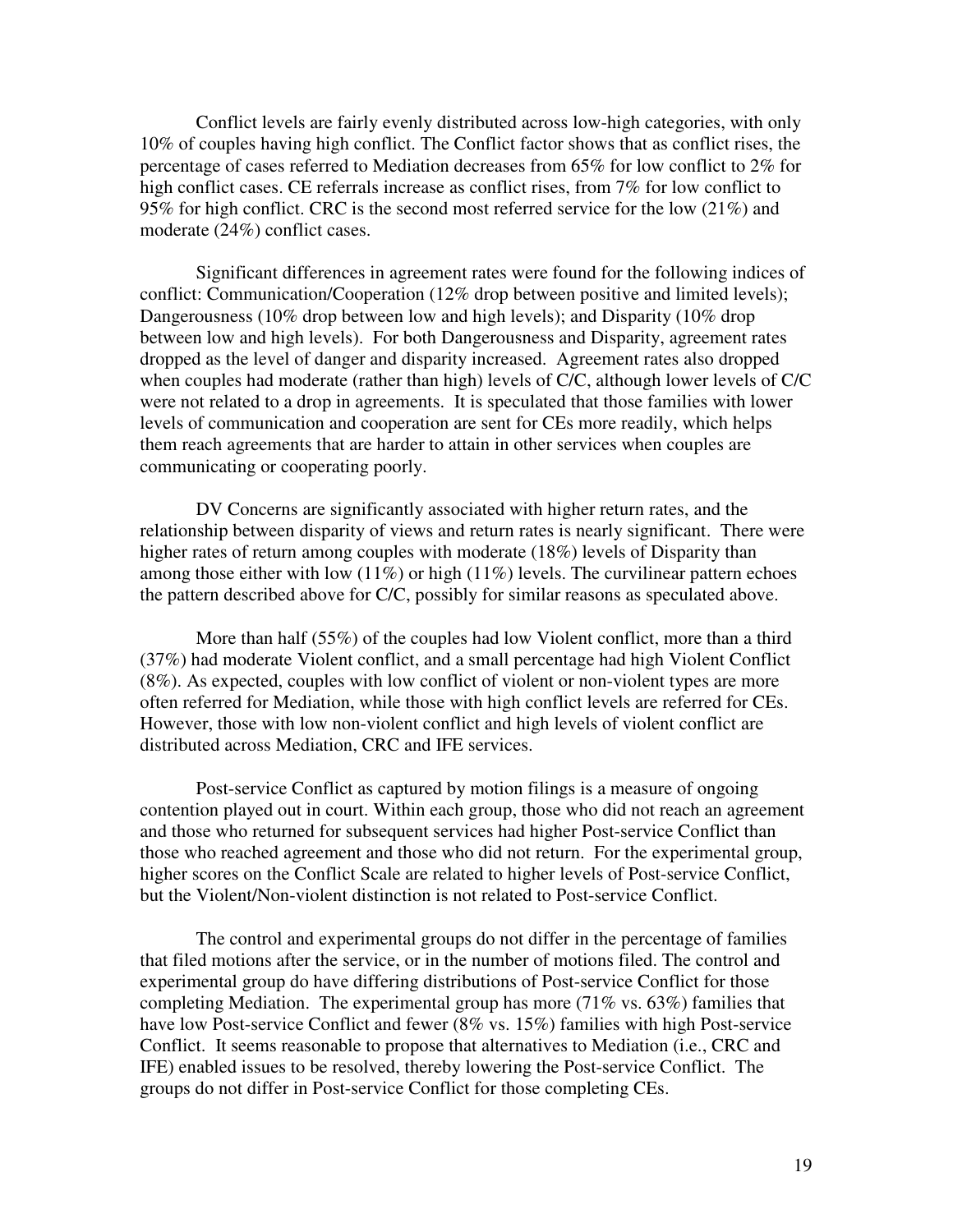Conflict levels are fairly evenly distributed across low-high categories, with only 10% of couples having high conflict. The Conflict factor shows that as conflict rises, the percentage of cases referred to Mediation decreases from 65% for low conflict to 2% for high conflict cases. CE referrals increase as conflict rises, from 7% for low conflict to 95% for high conflict. CRC is the second most referred service for the low (21%) and moderate (24%) conflict cases.

Significant differences in agreement rates were found for the following indices of conflict: Communication/Cooperation (12% drop between positive and limited levels); Dangerousness (10% drop between low and high levels); and Disparity (10% drop between low and high levels). For both Dangerousness and Disparity, agreement rates dropped as the level of danger and disparity increased. Agreement rates also dropped when couples had moderate (rather than high) levels of C/C, although lower levels of C/C were not related to a drop in agreements. It is speculated that those families with lower levels of communication and cooperation are sent for CEs more readily, which helps them reach agreements that are harder to attain in other services when couples are communicating or cooperating poorly.

DV Concerns are significantly associated with higher return rates, and the relationship between disparity of views and return rates is nearly significant. There were higher rates of return among couples with moderate (18%) levels of Disparity than among those either with low (11%) or high (11%) levels. The curvilinear pattern echoes the pattern described above for C/C, possibly for similar reasons as speculated above.

More than half (55%) of the couples had low Violent conflict, more than a third (37%) had moderate Violent conflict, and a small percentage had high Violent Conflict (8%). As expected, couples with low conflict of violent or non-violent types are more often referred for Mediation, while those with high conflict levels are referred for CEs. However, those with low non-violent conflict and high levels of violent conflict are distributed across Mediation, CRC and IFE services.

Post-service Conflict as captured by motion filings is a measure of ongoing contention played out in court. Within each group, those who did not reach an agreement and those who returned for subsequent services had higher Post-service Conflict than those who reached agreement and those who did not return. For the experimental group, higher scores on the Conflict Scale are related to higher levels of Post-service Conflict, but the Violent/Non-violent distinction is not related to Post-service Conflict.

The control and experimental groups do not differ in the percentage of families that filed motions after the service, or in the number of motions filed. The control and experimental group do have differing distributions of Post-service Conflict for those completing Mediation. The experimental group has more (71% vs. 63%) families that have low Post-service Conflict and fewer (8% vs. 15%) families with high Post-service Conflict. It seems reasonable to propose that alternatives to Mediation (i.e., CRC and IFE) enabled issues to be resolved, thereby lowering the Post-service Conflict. The groups do not differ in Post-service Conflict for those completing CEs.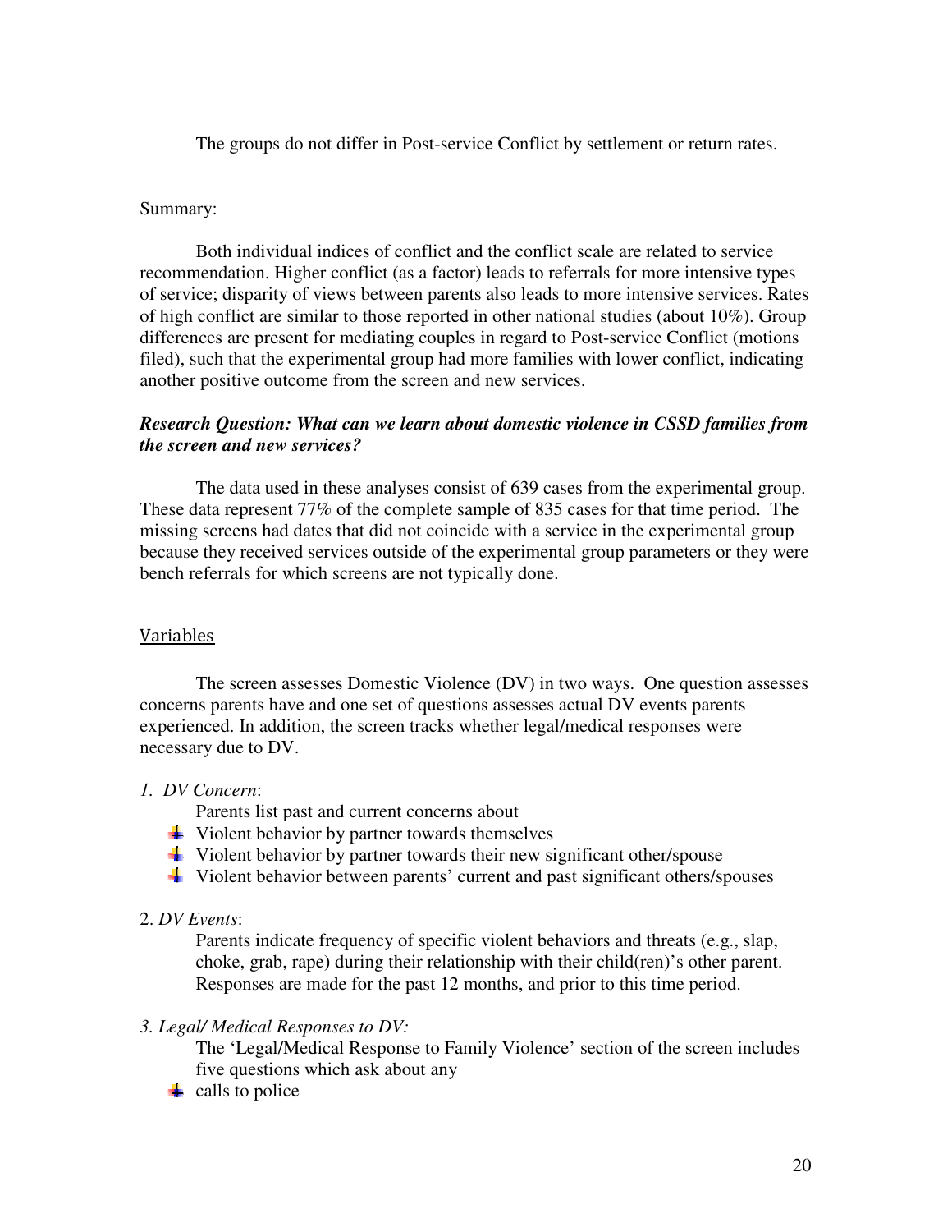The groups do not differ in Post-service Conflict by settlement or return rates.

Summary:

Both individual indices of conflict and the conflict scale are related to service recommendation. Higher conflict (as a factor) leads to referrals for more intensive types of service; disparity of views between parents also leads to more intensive services. Rates of high conflict are similar to those reported in other national studies (about 10%). Group differences are present for mediating couples in regard to Post-service Conflict (motions filed), such that the experimental group had more families with lower conflict, indicating another positive outcome from the screen and new services.

***Research Question: What can we learn about domestic violence in CSSD families from the screen and new services?***

The data used in these analyses consist of 639 cases from the experimental group. These data represent 77% of the complete sample of 835 cases for that time period. The missing screens had dates that did not coincide with a service in the experimental group because they received services outside of the experimental group parameters or they were bench referrals for which screens are not typically done.

<u>Variables</u>

The screen assesses Domestic Violence (DV) in two ways. One question assesses concerns parents have and one set of questions assesses actual DV events parents experienced. In addition, the screen tracks whether legal/medical responses were necessary due to DV.

*1. DV Concern*:

Parents list past and current concerns about

- Violent behavior by partner towards themselves
- Violent behavior by partner towards their new significant other/spouse
- Violent behavior between parents' current and past significant others/spouses

2. *DV Events*:

Parents indicate frequency of specific violent behaviors and threats (e.g., slap, choke, grab, rape) during their relationship with their child(ren)'s other parent. Responses are made for the past 12 months, and prior to this time period.

*3. Legal/ Medical Responses to DV:*

The 'Legal/Medical Response to Family Violence' section of the screen includes five questions which ask about any

- calls to police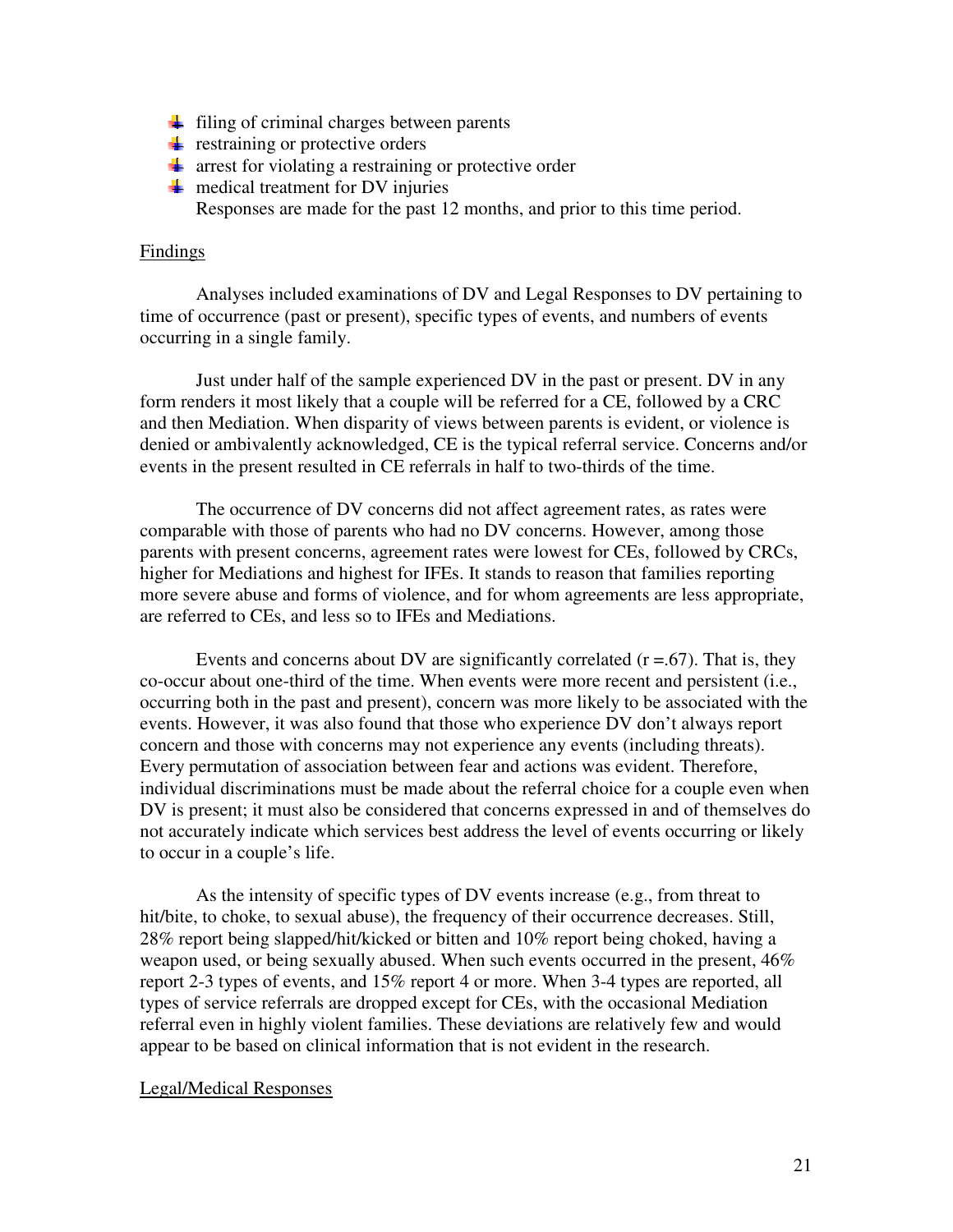- filing of criminal charges between parents
- restraining or protective orders
- arrest for violating a restraining or protective order
- medical treatment for DV injuries

  Responses are made for the past 12 months, and prior to this time period.

## Findings

Analyses included examinations of DV and Legal Responses to DV pertaining to time of occurrence (past or present), specific types of events, and numbers of events occurring in a single family.

Just under half of the sample experienced DV in the past or present. DV in any form renders it most likely that a couple will be referred for a CE, followed by a CRC and then Mediation. When disparity of views between parents is evident, or violence is denied or ambivalently acknowledged, CE is the typical referral service. Concerns and/or events in the present resulted in CE referrals in half to two-thirds of the time.

The occurrence of DV concerns did not affect agreement rates, as rates were comparable with those of parents who had no DV concerns. However, among those parents with present concerns, agreement rates were lowest for CEs, followed by CRCs, higher for Mediations and highest for IFEs. It stands to reason that families reporting more severe abuse and forms of violence, and for whom agreements are less appropriate, are referred to CEs, and less so to IFEs and Mediations.

Events and concerns about DV are significantly correlated ($r = .67$). That is, they co-occur about one-third of the time. When events were more recent and persistent (i.e., occurring both in the past and present), concern was more likely to be associated with the events. However, it was also found that those who experience DV don't always report concern and those with concerns may not experience any events (including threats). Every permutation of association between fear and actions was evident. Therefore, individual discriminations must be made about the referral choice for a couple even when DV is present; it must also be considered that concerns expressed in and of themselves do not accurately indicate which services best address the level of events occurring or likely to occur in a couple's life.

As the intensity of specific types of DV events increase (e.g., from threat to hit/bite, to choke, to sexual abuse), the frequency of their occurrence decreases. Still, 28% report being slapped/hit/kicked or bitten and 10% report being choked, having a weapon used, or being sexually abused. When such events occurred in the present, 46% report 2-3 types of events, and 15% report 4 or more. When 3-4 types are reported, all types of service referrals are dropped except for CEs, with the occasional Mediation referral even in highly violent families. These deviations are relatively few and would appear to be based on clinical information that is not evident in the research.

## Legal/Medical Responses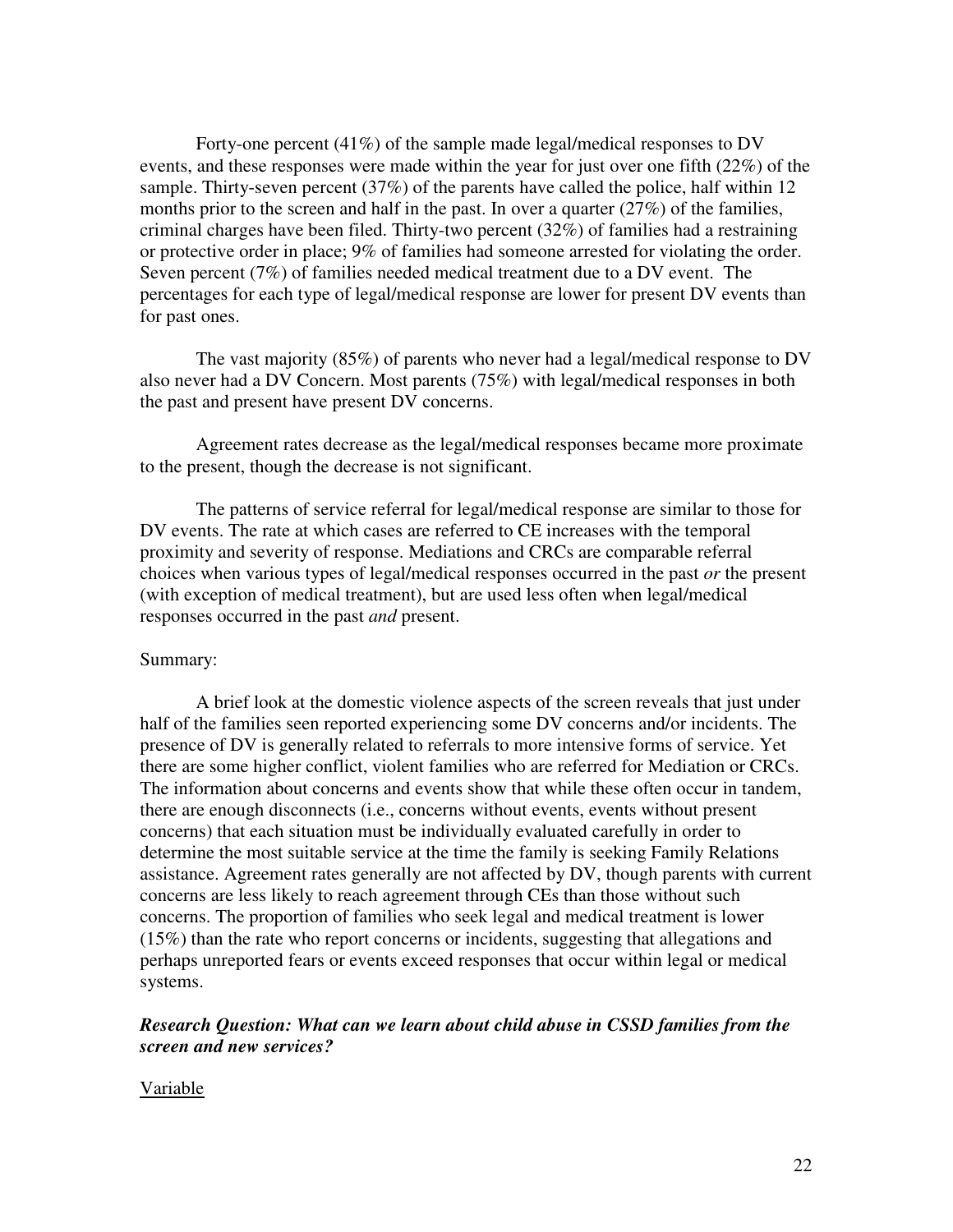Forty-one percent (41%) of the sample made legal/medical responses to DV events, and these responses were made within the year for just over one fifth (22%) of the sample. Thirty-seven percent (37%) of the parents have called the police, half within 12 months prior to the screen and half in the past. In over a quarter (27%) of the families, criminal charges have been filed. Thirty-two percent (32%) of families had a restraining or protective order in place; 9% of families had someone arrested for violating the order. Seven percent (7%) of families needed medical treatment due to a DV event. The percentages for each type of legal/medical response are lower for present DV events than for past ones.

The vast majority (85%) of parents who never had a legal/medical response to DV also never had a DV Concern. Most parents (75%) with legal/medical responses in both the past and present have present DV concerns.

Agreement rates decrease as the legal/medical responses became more proximate to the present, though the decrease is not significant.

The patterns of service referral for legal/medical response are similar to those for DV events. The rate at which cases are referred to CE increases with the temporal proximity and severity of response. Mediations and CRCs are comparable referral choices when various types of legal/medical responses occurred in the past *or* the present (with exception of medical treatment), but are used less often when legal/medical responses occurred in the past *and* present.

Summary:

A brief look at the domestic violence aspects of the screen reveals that just under half of the families seen reported experiencing some DV concerns and/or incidents. The presence of DV is generally related to referrals to more intensive forms of service. Yet there are some higher conflict, violent families who are referred for Mediation or CRCs. The information about concerns and events show that while these often occur in tandem, there are enough disconnects (i.e., concerns without events, events without present concerns) that each situation must be individually evaluated carefully in order to determine the most suitable service at the time the family is seeking Family Relations assistance. Agreement rates generally are not affected by DV, though parents with current concerns are less likely to reach agreement through CEs than those without such concerns. The proportion of families who seek legal and medical treatment is lower (15%) than the rate who report concerns or incidents, suggesting that allegations and perhaps unreported fears or events exceed responses that occur within legal or medical systems.

***Research Question: What can we learn about child abuse in CSSD families from the screen and new services?***

<u>Variable</u>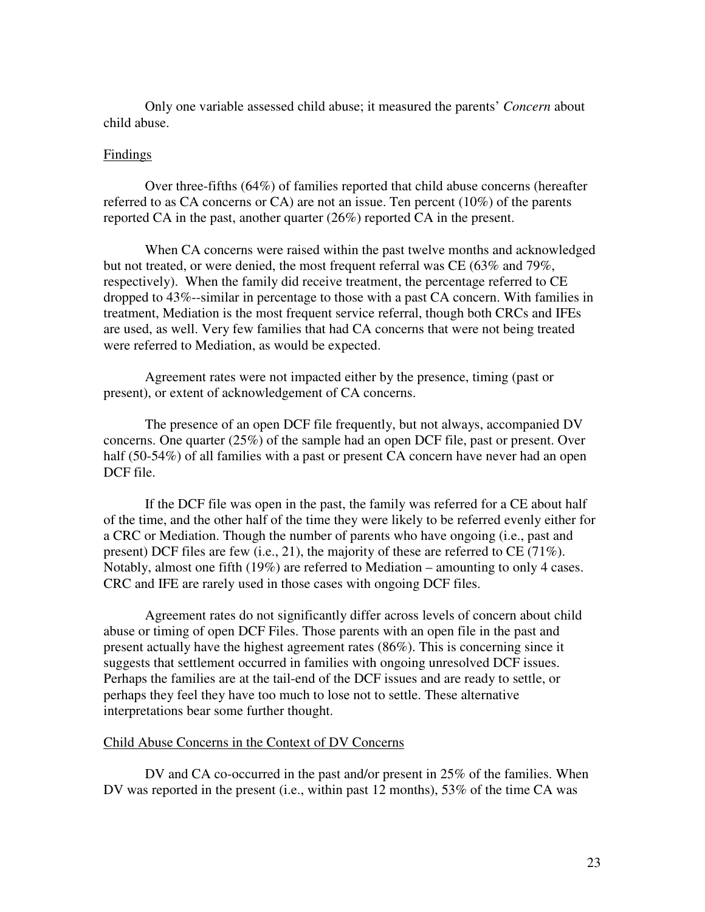Only one variable assessed child abuse; it measured the parents' *Concern* about child abuse.

### Findings

Over three-fifths (64%) of families reported that child abuse concerns (hereafter referred to as CA concerns or CA) are not an issue. Ten percent (10%) of the parents reported CA in the past, another quarter (26%) reported CA in the present.

When CA concerns were raised within the past twelve months and acknowledged but not treated, or were denied, the most frequent referral was CE (63% and 79%, respectively). When the family did receive treatment, the percentage referred to CE dropped to 43%--similar in percentage to those with a past CA concern. With families in treatment, Mediation is the most frequent service referral, though both CRCs and IFEs are used, as well. Very few families that had CA concerns that were not being treated were referred to Mediation, as would be expected.

Agreement rates were not impacted either by the presence, timing (past or present), or extent of acknowledgement of CA concerns.

The presence of an open DCF file frequently, but not always, accompanied DV concerns. One quarter (25%) of the sample had an open DCF file, past or present. Over half (50-54%) of all families with a past or present CA concern have never had an open DCF file.

If the DCF file was open in the past, the family was referred for a CE about half of the time, and the other half of the time they were likely to be referred evenly either for a CRC or Mediation. Though the number of parents who have ongoing (i.e., past and present) DCF files are few (i.e., 21), the majority of these are referred to CE (71%). Notably, almost one fifth (19%) are referred to Mediation – amounting to only 4 cases. CRC and IFE are rarely used in those cases with ongoing DCF files.

Agreement rates do not significantly differ across levels of concern about child abuse or timing of open DCF Files. Those parents with an open file in the past and present actually have the highest agreement rates (86%). This is concerning since it suggests that settlement occurred in families with ongoing unresolved DCF issues. Perhaps the families are at the tail-end of the DCF issues and are ready to settle, or perhaps they feel they have too much to lose not to settle. These alternative interpretations bear some further thought.

### Child Abuse Concerns in the Context of DV Concerns

DV and CA co-occurred in the past and/or present in 25% of the families. When DV was reported in the present (i.e., within past 12 months), 53% of the time CA was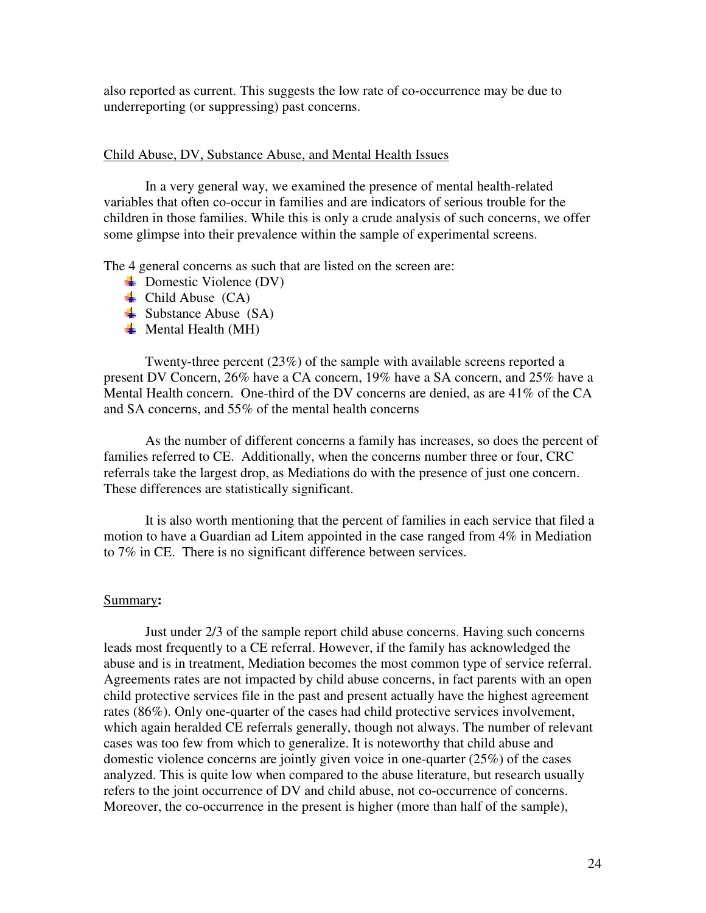also reported as current. This suggests the low rate of co-occurrence may be due to underreporting (or suppressing) past concerns.

Child Abuse, DV, Substance Abuse, and Mental Health Issues

In a very general way, we examined the presence of mental health-related variables that often co-occur in families and are indicators of serious trouble for the children in those families. While this is only a crude analysis of such concerns, we offer some glimpse into their prevalence within the sample of experimental screens.

The 4 general concerns as such that are listed on the screen are:

- Domestic Violence (DV)
- Child Abuse (CA)
- Substance Abuse (SA)
- Mental Health (MH)

Twenty-three percent (23%) of the sample with available screens reported a present DV Concern, 26% have a CA concern, 19% have a SA concern, and 25% have a Mental Health concern. One-third of the DV concerns are denied, as are 41% of the CA and SA concerns, and 55% of the mental health concerns

As the number of different concerns a family has increases, so does the percent of families referred to CE. Additionally, when the concerns number three or four, CRC referrals take the largest drop, as Mediations do with the presence of just one concern. These differences are statistically significant.

It is also worth mentioning that the percent of families in each service that filed a motion to have a Guardian ad Litem appointed in the case ranged from 4% in Mediation to 7% in CE. There is no significant difference between services.

Summary**:**

Just under 2/3 of the sample report child abuse concerns. Having such concerns leads most frequently to a CE referral. However, if the family has acknowledged the abuse and is in treatment, Mediation becomes the most common type of service referral. Agreements rates are not impacted by child abuse concerns, in fact parents with an open child protective services file in the past and present actually have the highest agreement rates (86%). Only one-quarter of the cases had child protective services involvement, which again heralded CE referrals generally, though not always. The number of relevant cases was too few from which to generalize. It is noteworthy that child abuse and domestic violence concerns are jointly given voice in one-quarter (25%) of the cases analyzed. This is quite low when compared to the abuse literature, but research usually refers to the joint occurrence of DV and child abuse, not co-occurrence of concerns. Moreover, the co-occurrence in the present is higher (more than half of the sample),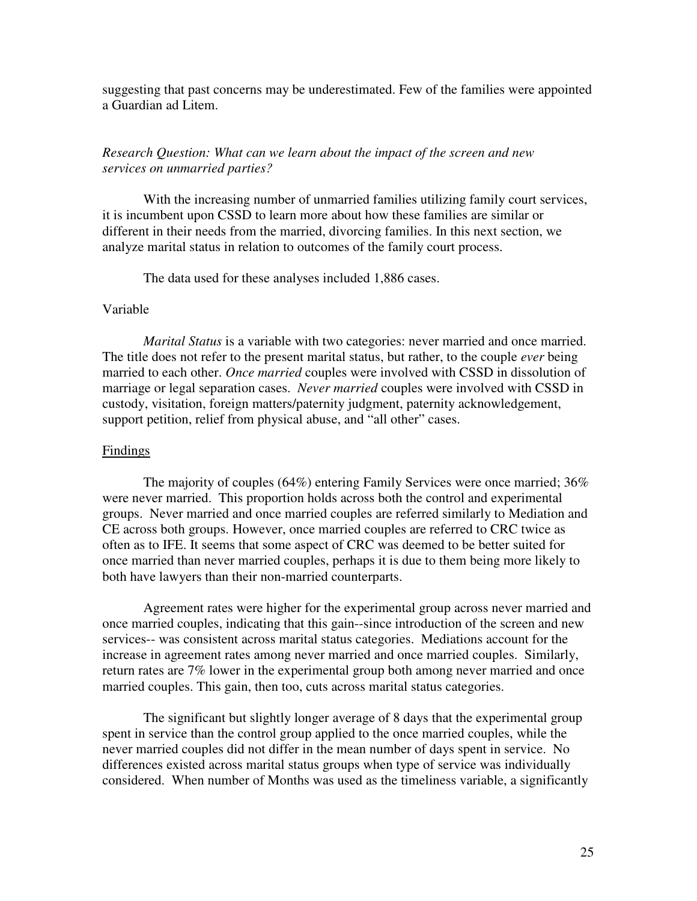suggesting that past concerns may be underestimated. Few of the families were appointed a Guardian ad Litem.

*Research Question: What can we learn about the impact of the screen and new services on unmarried parties?*

With the increasing number of unmarried families utilizing family court services, it is incumbent upon CSSD to learn more about how these families are similar or different in their needs from the married, divorcing families. In this next section, we analyze marital status in relation to outcomes of the family court process.

The data used for these analyses included 1,886 cases.

Variable

*Marital Status* is a variable with two categories: never married and once married. The title does not refer to the present marital status, but rather, to the couple *ever* being married to each other. *Once married* couples were involved with CSSD in dissolution of marriage or legal separation cases. *Never married* couples were involved with CSSD in custody, visitation, foreign matters/paternity judgment, paternity acknowledgement, support petition, relief from physical abuse, and "all other" cases.

<u>Findings</u>

The majority of couples (64%) entering Family Services were once married; 36% were never married. This proportion holds across both the control and experimental groups. Never married and once married couples are referred similarly to Mediation and CE across both groups. However, once married couples are referred to CRC twice as often as to IFE. It seems that some aspect of CRC was deemed to be better suited for once married than never married couples, perhaps it is due to them being more likely to both have lawyers than their non-married counterparts.

Agreement rates were higher for the experimental group across never married and once married couples, indicating that this gain--since introduction of the screen and new services-- was consistent across marital status categories. Mediations account for the increase in agreement rates among never married and once married couples. Similarly, return rates are 7% lower in the experimental group both among never married and once married couples. This gain, then too, cuts across marital status categories.

The significant but slightly longer average of 8 days that the experimental group spent in service than the control group applied to the once married couples, while the never married couples did not differ in the mean number of days spent in service. No differences existed across marital status groups when type of service was individually considered. When number of Months was used as the timeliness variable, a significantly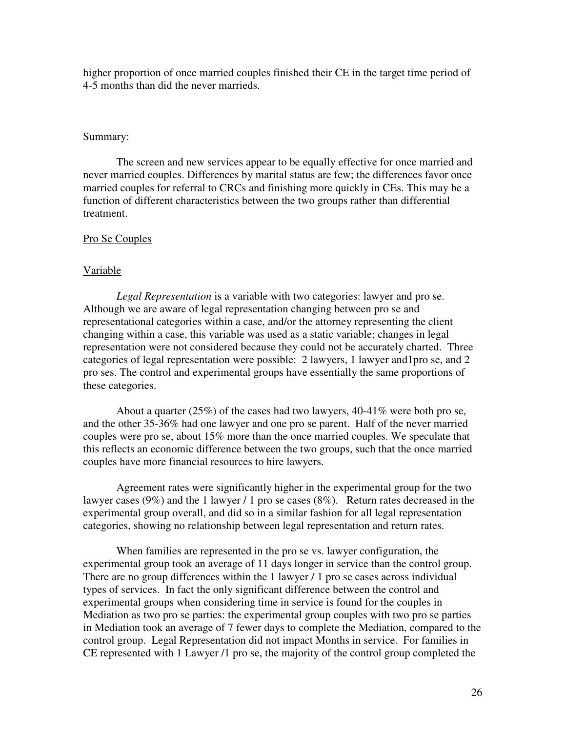higher proportion of once married couples finished their CE in the target time period of 4-5 months than did the never marrieds.

Summary:

The screen and new services appear to be equally effective for once married and never married couples. Differences by marital status are few; the differences favor once married couples for referral to CRCs and finishing more quickly in CEs. This may be a function of different characteristics between the two groups rather than differential treatment.

Pro Se Couples

Variable

*Legal Representation* is a variable with two categories: lawyer and pro se. Although we are aware of legal representation changing between pro se and representational categories within a case, and/or the attorney representing the client changing within a case, this variable was used as a static variable; changes in legal representation were not considered because they could not be accurately charted. Three categories of legal representation were possible: 2 lawyers, 1 lawyer and1pro se, and 2 pro ses. The control and experimental groups have essentially the same proportions of these categories.

About a quarter (25%) of the cases had two lawyers, 40-41% were both pro se, and the other 35-36% had one lawyer and one pro se parent. Half of the never married couples were pro se, about 15% more than the once married couples. We speculate that this reflects an economic difference between the two groups, such that the once married couples have more financial resources to hire lawyers.

Agreement rates were significantly higher in the experimental group for the two lawyer cases (9%) and the 1 lawyer / 1 pro se cases (8%). Return rates decreased in the experimental group overall, and did so in a similar fashion for all legal representation categories, showing no relationship between legal representation and return rates.

When families are represented in the pro se vs. lawyer configuration, the experimental group took an average of 11 days longer in service than the control group. There are no group differences within the 1 lawyer / 1 pro se cases across individual types of services. In fact the only significant difference between the control and experimental groups when considering time in service is found for the couples in Mediation as two pro se parties: the experimental group couples with two pro se parties in Mediation took an average of 7 fewer days to complete the Mediation, compared to the control group. Legal Representation did not impact Months in service. For families in CE represented with 1 Lawyer /1 pro se, the majority of the control group completed the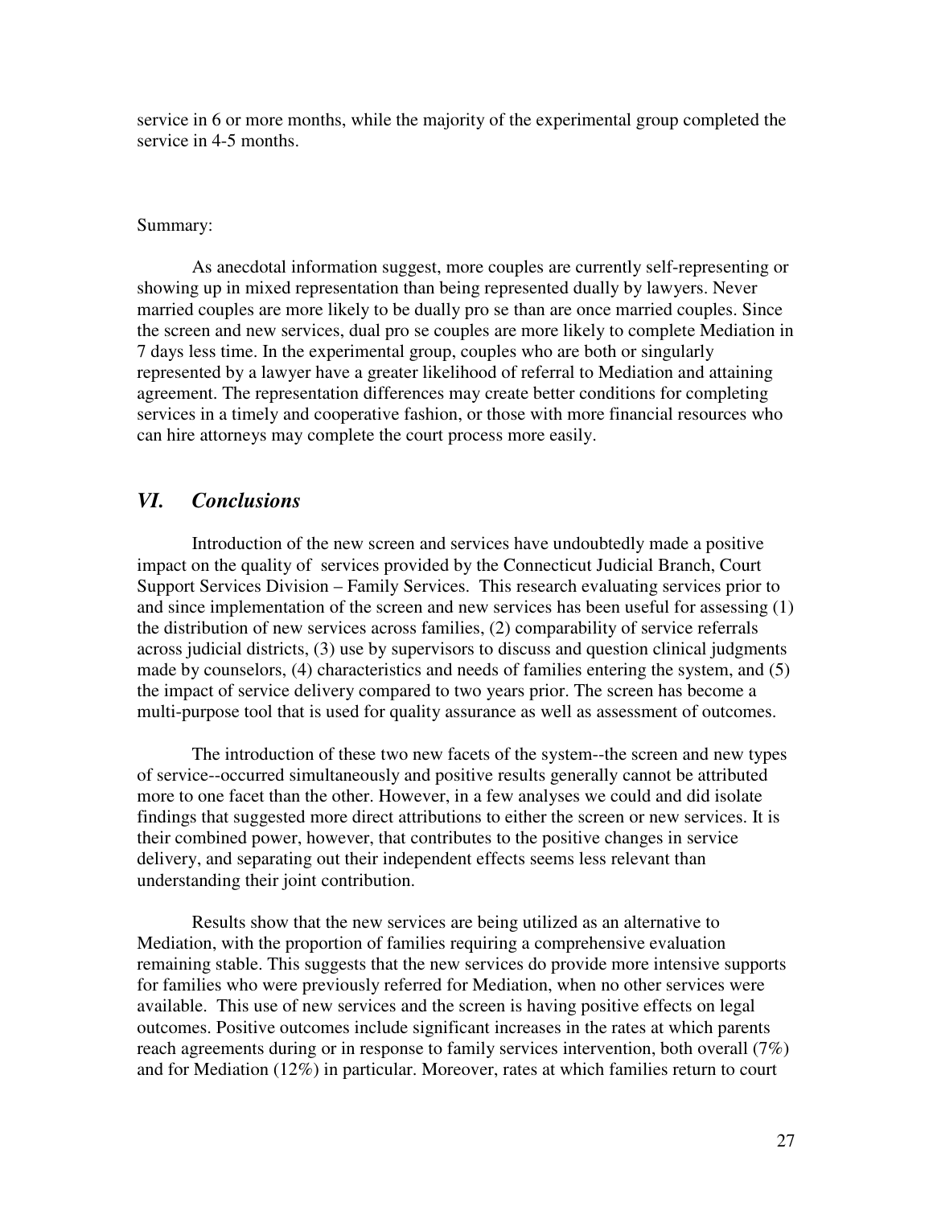service in 6 or more months, while the majority of the experimental group completed the service in 4-5 months.

Summary:

As anecdotal information suggest, more couples are currently self-representing or showing up in mixed representation than being represented dually by lawyers. Never married couples are more likely to be dually pro se than are once married couples. Since the screen and new services, dual pro se couples are more likely to complete Mediation in 7 days less time. In the experimental group, couples who are both or singularly represented by a lawyer have a greater likelihood of referral to Mediation and attaining agreement. The representation differences may create better conditions for completing services in a timely and cooperative fashion, or those with more financial resources who can hire attorneys may complete the court process more easily.

## *VI. Conclusions*

Introduction of the new screen and services have undoubtedly made a positive impact on the quality of services provided by the Connecticut Judicial Branch, Court Support Services Division – Family Services. This research evaluating services prior to and since implementation of the screen and new services has been useful for assessing (1) the distribution of new services across families, (2) comparability of service referrals across judicial districts, (3) use by supervisors to discuss and question clinical judgments made by counselors, (4) characteristics and needs of families entering the system, and (5) the impact of service delivery compared to two years prior. The screen has become a multi-purpose tool that is used for quality assurance as well as assessment of outcomes.

The introduction of these two new facets of the system--the screen and new types of service--occurred simultaneously and positive results generally cannot be attributed more to one facet than the other. However, in a few analyses we could and did isolate findings that suggested more direct attributions to either the screen or new services. It is their combined power, however, that contributes to the positive changes in service delivery, and separating out their independent effects seems less relevant than understanding their joint contribution.

Results show that the new services are being utilized as an alternative to Mediation, with the proportion of families requiring a comprehensive evaluation remaining stable. This suggests that the new services do provide more intensive supports for families who were previously referred for Mediation, when no other services were available. This use of new services and the screen is having positive effects on legal outcomes. Positive outcomes include significant increases in the rates at which parents reach agreements during or in response to family services intervention, both overall (7%) and for Mediation (12%) in particular. Moreover, rates at which families return to court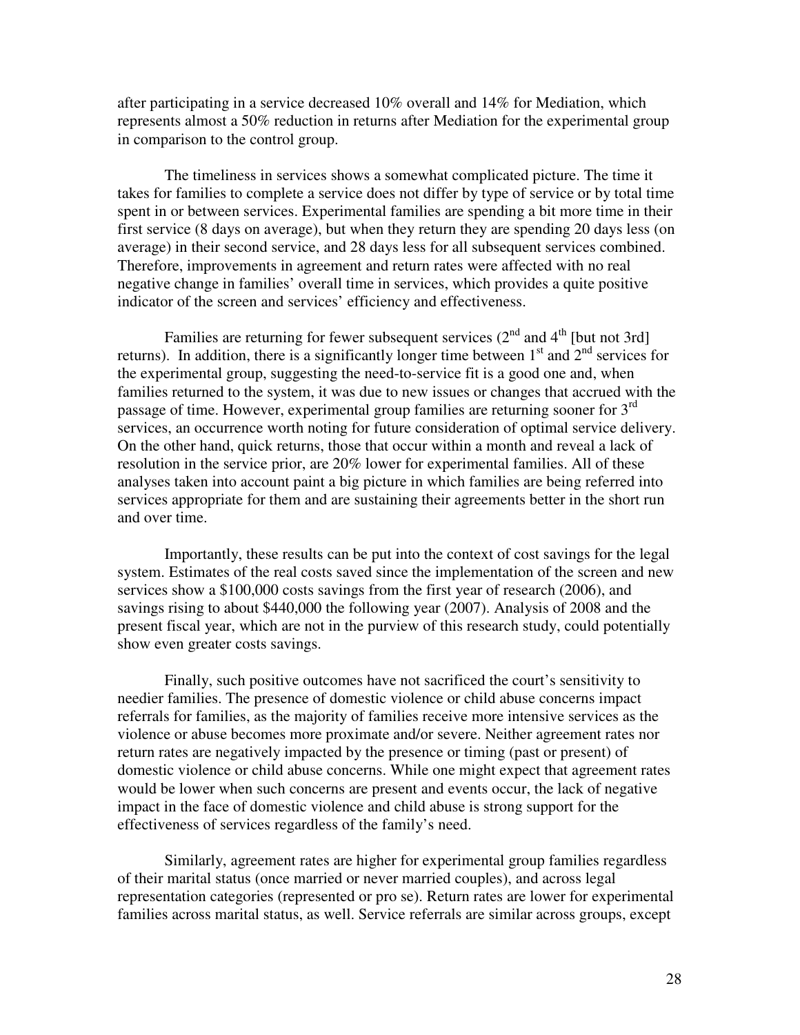after participating in a service decreased 10% overall and 14% for Mediation, which represents almost a 50% reduction in returns after Mediation for the experimental group in comparison to the control group.

The timeliness in services shows a somewhat complicated picture. The time it takes for families to complete a service does not differ by type of service or by total time spent in or between services. Experimental families are spending a bit more time in their first service (8 days on average), but when they return they are spending 20 days less (on average) in their second service, and 28 days less for all subsequent services combined. Therefore, improvements in agreement and return rates were affected with no real negative change in families' overall time in services, which provides a quite positive indicator of the screen and services' efficiency and effectiveness.

Families are returning for fewer subsequent services (2nd and 4th [but not 3rd] returns). In addition, there is a significantly longer time between 1st and 2nd services for the experimental group, suggesting the need-to-service fit is a good one and, when families returned to the system, it was due to new issues or changes that accrued with the passage of time. However, experimental group families are returning sooner for 3rd services, an occurrence worth noting for future consideration of optimal service delivery. On the other hand, quick returns, those that occur within a month and reveal a lack of resolution in the service prior, are 20% lower for experimental families. All of these analyses taken into account paint a big picture in which families are being referred into services appropriate for them and are sustaining their agreements better in the short run and over time.

Importantly, these results can be put into the context of cost savings for the legal system. Estimates of the real costs saved since the implementation of the screen and new services show a $100,000 costs savings from the first year of research (2006), and savings rising to about $440,000 the following year (2007). Analysis of 2008 and the present fiscal year, which are not in the purview of this research study, could potentially show even greater costs savings.

Finally, such positive outcomes have not sacrificed the court's sensitivity to needier families. The presence of domestic violence or child abuse concerns impact referrals for families, as the majority of families receive more intensive services as the violence or abuse becomes more proximate and/or severe. Neither agreement rates nor return rates are negatively impacted by the presence or timing (past or present) of domestic violence or child abuse concerns. While one might expect that agreement rates would be lower when such concerns are present and events occur, the lack of negative impact in the face of domestic violence and child abuse is strong support for the effectiveness of services regardless of the family's need.

Similarly, agreement rates are higher for experimental group families regardless of their marital status (once married or never married couples), and across legal representation categories (represented or pro se). Return rates are lower for experimental families across marital status, as well. Service referrals are similar across groups, except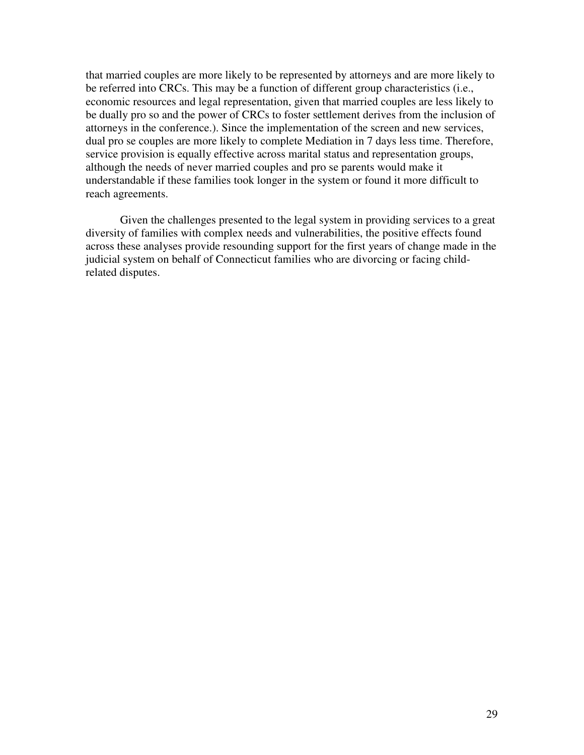that married couples are more likely to be represented by attorneys and are more likely to be referred into CRCs. This may be a function of different group characteristics (i.e., economic resources and legal representation, given that married couples are less likely to be dually pro so and the power of CRCs to foster settlement derives from the inclusion of attorneys in the conference.). Since the implementation of the screen and new services, dual pro se couples are more likely to complete Mediation in 7 days less time. Therefore, service provision is equally effective across marital status and representation groups, although the needs of never married couples and pro se parents would make it understandable if these families took longer in the system or found it more difficult to reach agreements.

Given the challenges presented to the legal system in providing services to a great diversity of families with complex needs and vulnerabilities, the positive effects found across these analyses provide resounding support for the first years of change made in the judicial system on behalf of Connecticut families who are divorcing or facing child-related disputes.